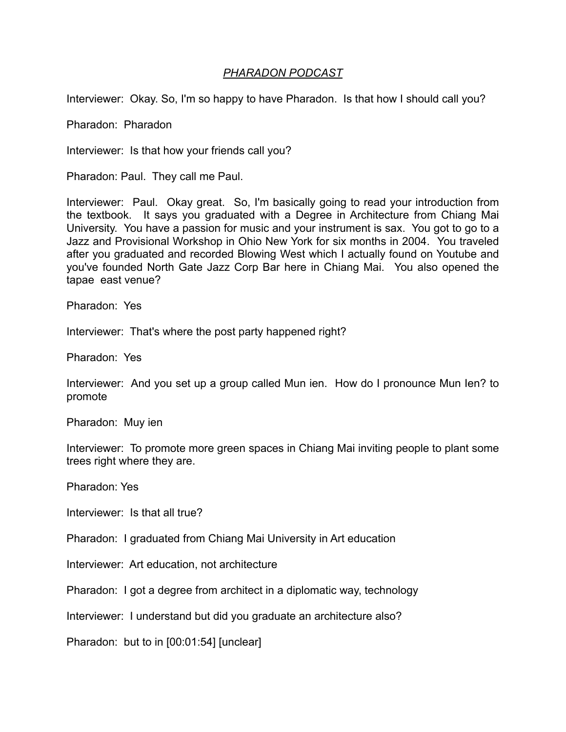*PHARADON PODCAST*

Interviewer: Okay. So, I'm so happy to have Pharadon. Is that how I should call you?

Pharadon: Pharadon

Interviewer: Is that how your friends call you?

Pharadon: Paul. They call me Paul.

Interviewer: Paul. Okay great. So, I'm basically going to read your introduction from the textbook. It says you graduated with a Degree in Architecture from Chiang Mai University. You have a passion for music and your instrument is sax. You got to go to a Jazz and Provisional Workshop in Ohio New York for six months in 2004. You traveled after you graduated and recorded Blowing West which I actually found on Youtube and you've founded North Gate Jazz Corp Bar here in Chiang Mai. You also opened the tapae east venue?

Pharadon: Yes

Interviewer: That's where the post party happened right?

Pharadon: Yes

Interviewer: And you set up a group called Mun ien. How do I pronounce Mun Ien? to promote

Pharadon: Muy ien

Interviewer: To promote more green spaces in Chiang Mai inviting people to plant some trees right where they are.

Pharadon: Yes

Interviewer: Is that all true?

Pharadon: I graduated from Chiang Mai University in Art education

Interviewer: Art education, not architecture

Pharadon: I got a degree from architect in a diplomatic way, technology

Interviewer: I understand but did you graduate an architecture also?

Pharadon: but to in [00:01:54] [unclear]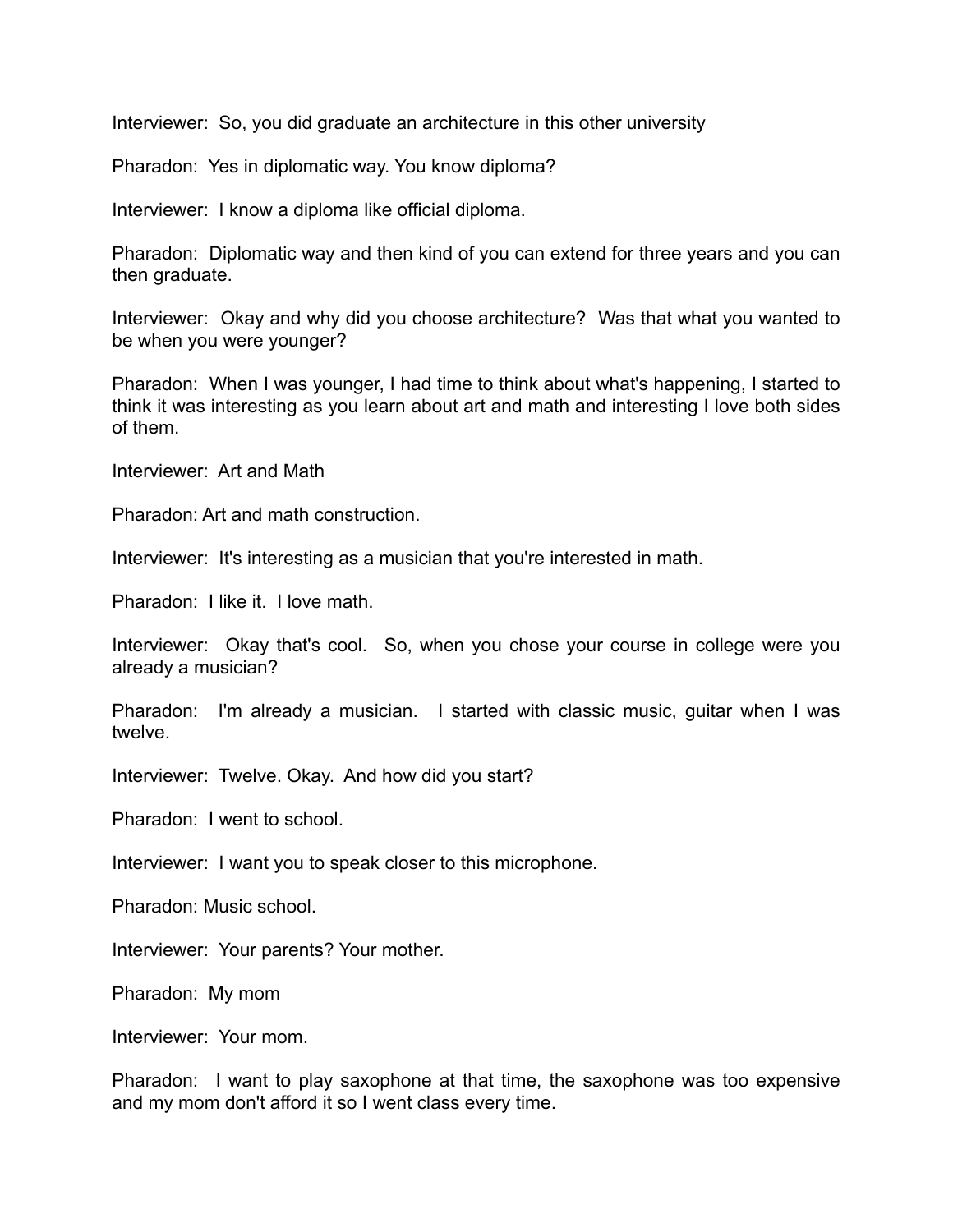Interviewer: So, you did graduate an architecture in this other university

Pharadon: Yes in diplomatic way. You know diploma?

Interviewer: I know a diploma like official diploma.

Pharadon: Diplomatic way and then kind of you can extend for three years and you can then graduate.

Interviewer: Okay and why did you choose architecture? Was that what you wanted to be when you were younger?

Pharadon: When I was younger, I had time to think about what's happening, I started to think it was interesting as you learn about art and math and interesting I love both sides of them.

Interviewer: Art and Math

Pharadon: Art and math construction.

Interviewer: It's interesting as a musician that you're interested in math.

Pharadon: I like it. I love math.

Interviewer: Okay that's cool. So, when you chose your course in college were you already a musician?

Pharadon: I'm already a musician. I started with classic music, guitar when I was twelve.

Interviewer: Twelve. Okay. And how did you start?

Pharadon: I went to school.

Interviewer: I want you to speak closer to this microphone.

Pharadon: Music school.

Interviewer: Your parents? Your mother.

Pharadon: My mom

Interviewer: Your mom.

Pharadon: I want to play saxophone at that time, the saxophone was too expensive and my mom don't afford it so I went class every time.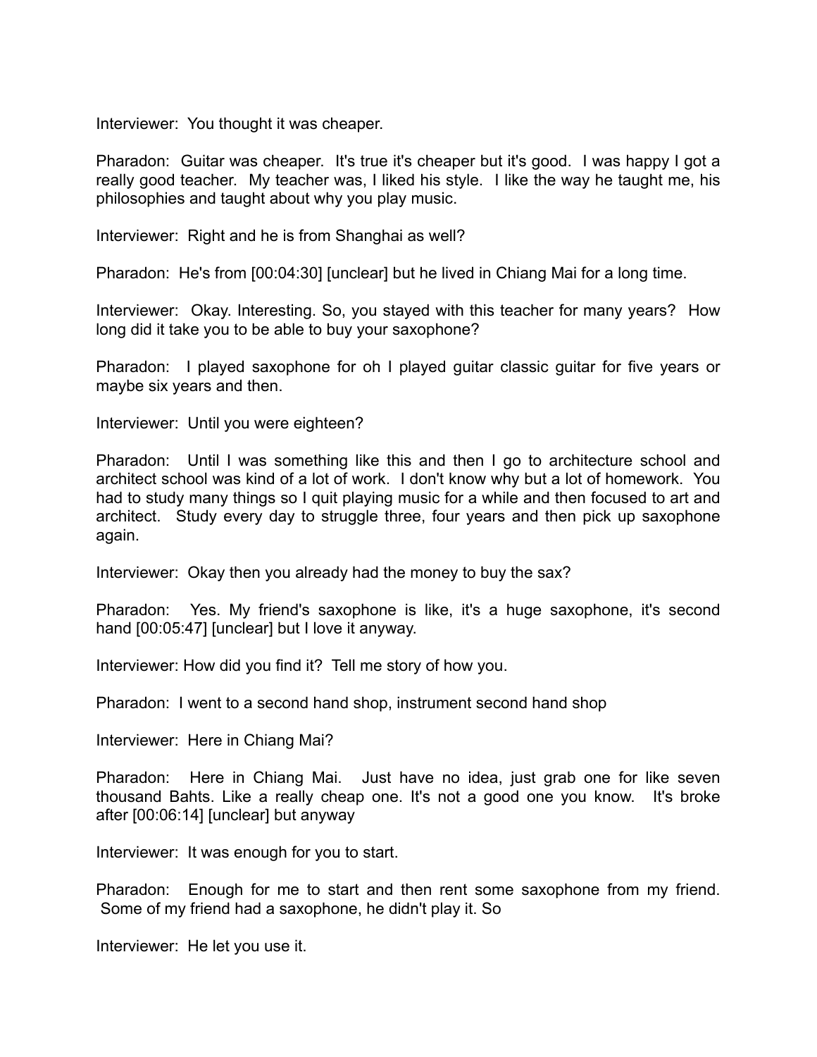Interviewer: You thought it was cheaper.

Pharadon: Guitar was cheaper. It's true it's cheaper but it's good. I was happy I got a really good teacher. My teacher was, I liked his style. I like the way he taught me, his philosophies and taught about why you play music.

Interviewer: Right and he is from Shanghai as well?

Pharadon: He's from [00:04:30] [unclear] but he lived in Chiang Mai for a long time.

Interviewer: Okay. Interesting. So, you stayed with this teacher for many years? How long did it take you to be able to buy your saxophone?

Pharadon: I played saxophone for oh I played guitar classic guitar for five years or maybe six years and then.

Interviewer: Until you were eighteen?

Pharadon: Until I was something like this and then I go to architecture school and architect school was kind of a lot of work. I don't know why but a lot of homework. You had to study many things so I quit playing music for a while and then focused to art and architect. Study every day to struggle three, four years and then pick up saxophone again.

Interviewer: Okay then you already had the money to buy the sax?

Pharadon: Yes. My friend's saxophone is like, it's a huge saxophone, it's second hand [00:05:47] [unclear] but I love it anyway.

Interviewer: How did you find it? Tell me story of how you.

Pharadon: I went to a second hand shop, instrument second hand shop

Interviewer: Here in Chiang Mai?

Pharadon: Here in Chiang Mai. Just have no idea, just grab one for like seven thousand Bahts. Like a really cheap one. It's not a good one you know. It's broke after [00:06:14] [unclear] but anyway

Interviewer: It was enough for you to start.

Pharadon: Enough for me to start and then rent some saxophone from my friend. Some of my friend had a saxophone, he didn't play it. So

Interviewer: He let you use it.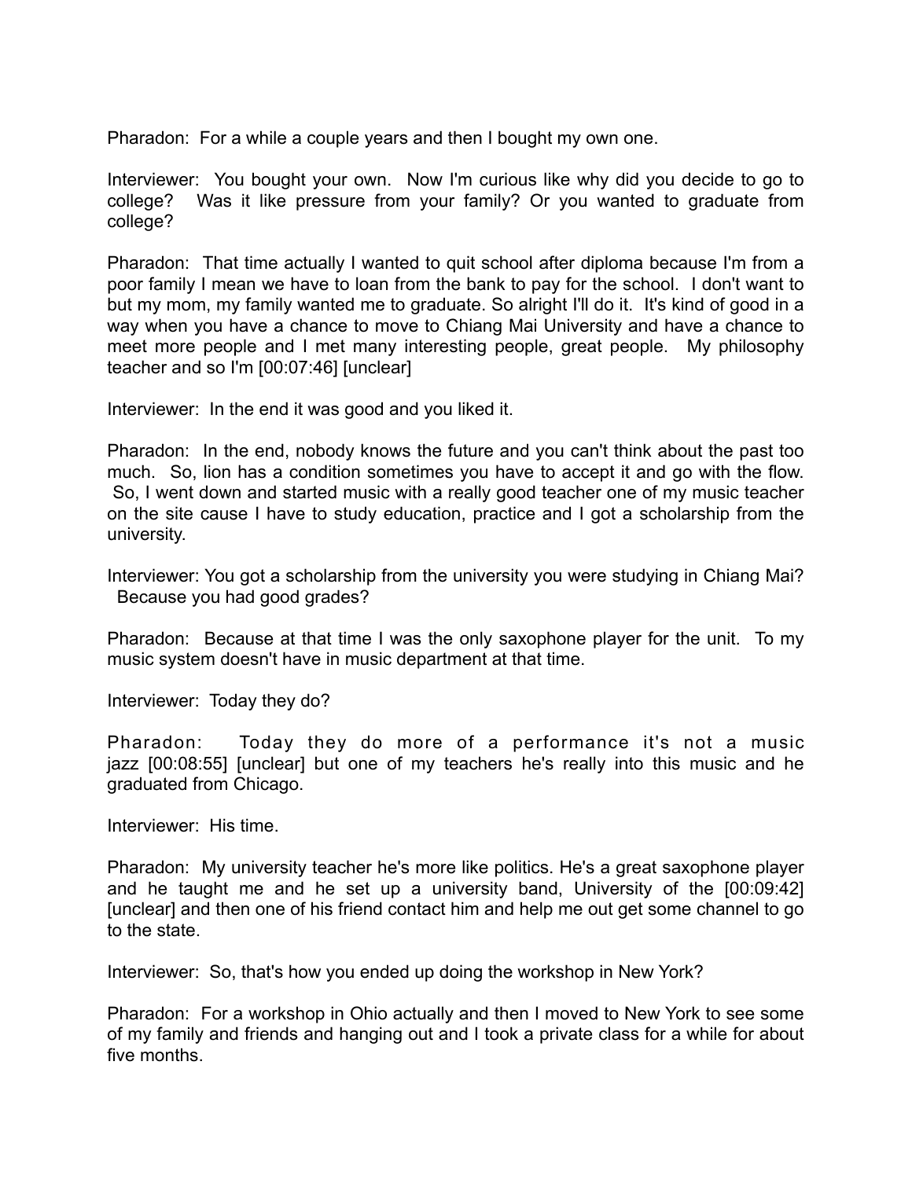Pharadon: For a while a couple years and then I bought my own one.

Interviewer: You bought your own. Now I'm curious like why did you decide to go to college? Was it like pressure from your family? Or you wanted to graduate from college?

Pharadon: That time actually I wanted to quit school after diploma because I'm from a poor family I mean we have to loan from the bank to pay for the school. I don't want to but my mom, my family wanted me to graduate. So alright I'll do it. It's kind of good in a way when you have a chance to move to Chiang Mai University and have a chance to meet more people and I met many interesting people, great people. My philosophy teacher and so I'm [00:07:46] [unclear]

Interviewer: In the end it was good and you liked it.

Pharadon: In the end, nobody knows the future and you can't think about the past too much. So, lion has a condition sometimes you have to accept it and go with the flow. So, I went down and started music with a really good teacher one of my music teacher on the site cause I have to study education, practice and I got a scholarship from the university.

Interviewer: You got a scholarship from the university you were studying in Chiang Mai? Because you had good grades?

Pharadon: Because at that time I was the only saxophone player for the unit. To my music system doesn't have in music department at that time.

Interviewer: Today they do?

Pharadon: Today they do more of a performance it's not a music jazz [00:08:55] [unclear] but one of my teachers he's really into this music and he graduated from Chicago.

Interviewer: His time.

Pharadon: My university teacher he's more like politics. He's a great saxophone player and he taught me and he set up a university band, University of the [00:09:42] [unclear] and then one of his friend contact him and help me out get some channel to go to the state.

Interviewer: So, that's how you ended up doing the workshop in New York?

Pharadon: For a workshop in Ohio actually and then I moved to New York to see some of my family and friends and hanging out and I took a private class for a while for about five months.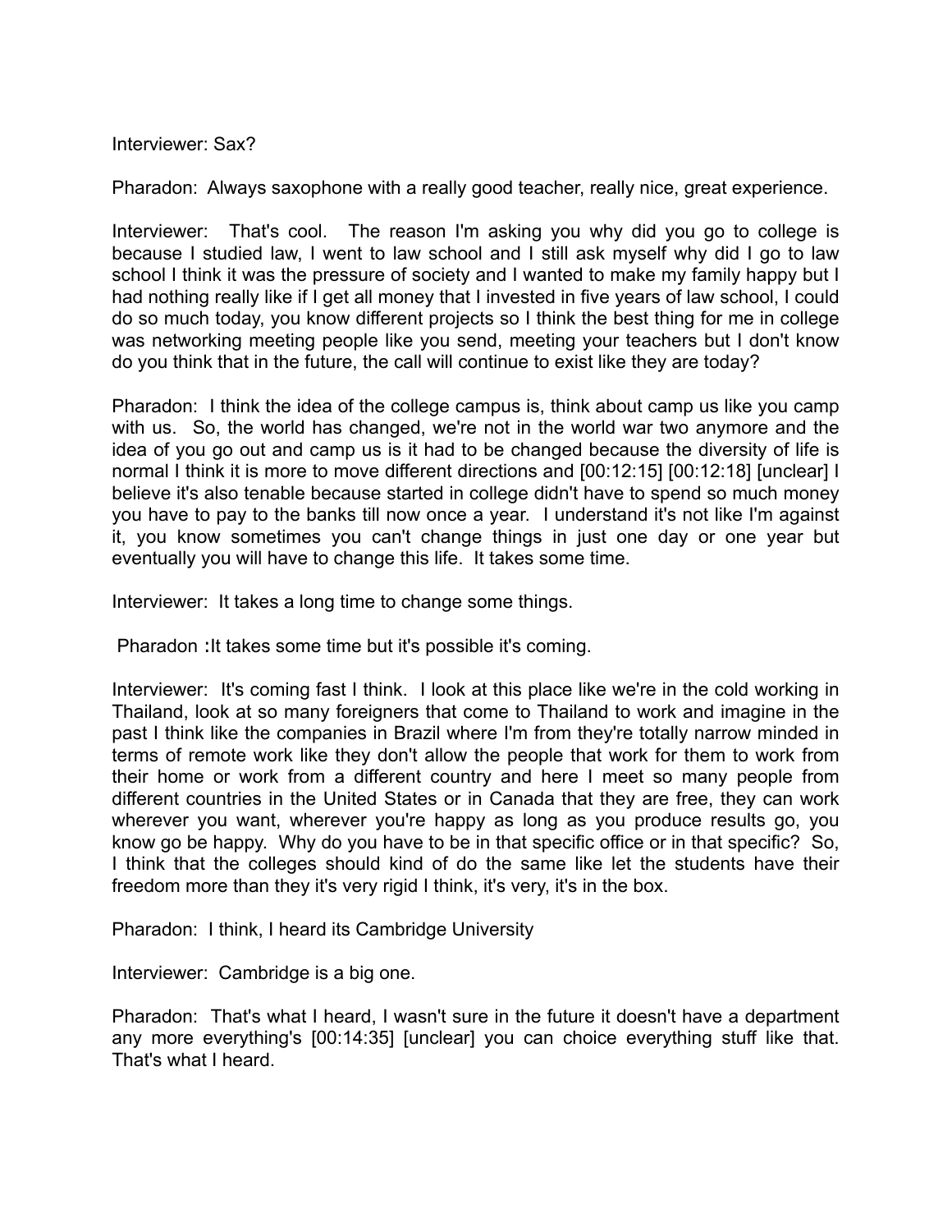Interviewer: Sax?

Pharadon: Always saxophone with a really good teacher, really nice, great experience.

Interviewer: That's cool. The reason I'm asking you why did you go to college is because I studied law, I went to law school and I still ask myself why did I go to law school I think it was the pressure of society and I wanted to make my family happy but I had nothing really like if I get all money that I invested in five years of law school, I could do so much today, you know different projects so I think the best thing for me in college was networking meeting people like you send, meeting your teachers but I don't know do you think that in the future, the call will continue to exist like they are today?

Pharadon: I think the idea of the college campus is, think about camp us like you camp with us. So, the world has changed, we're not in the world war two anymore and the idea of you go out and camp us is it had to be changed because the diversity of life is normal I think it is more to move different directions and [00:12:15] [00:12:18] [unclear] I believe it's also tenable because started in college didn't have to spend so much money you have to pay to the banks till now once a year. I understand it's not like I'm against it, you know sometimes you can't change things in just one day or one year but eventually you will have to change this life. It takes some time.

Interviewer: It takes a long time to change some things.

Pharadon :It takes some time but it's possible it's coming.

Interviewer: It's coming fast I think. I look at this place like we're in the cold working in Thailand, look at so many foreigners that come to Thailand to work and imagine in the past I think like the companies in Brazil where I'm from they're totally narrow minded in terms of remote work like they don't allow the people that work for them to work from their home or work from a different country and here I meet so many people from different countries in the United States or in Canada that they are free, they can work wherever you want, wherever you're happy as long as you produce results go, you know go be happy. Why do you have to be in that specific office or in that specific? So, I think that the colleges should kind of do the same like let the students have their freedom more than they it's very rigid I think, it's very, it's in the box.

Pharadon: I think, I heard its Cambridge University

Interviewer: Cambridge is a big one.

Pharadon: That's what I heard, I wasn't sure in the future it doesn't have a department any more everything's [00:14:35] [unclear] you can choice everything stuff like that. That's what I heard.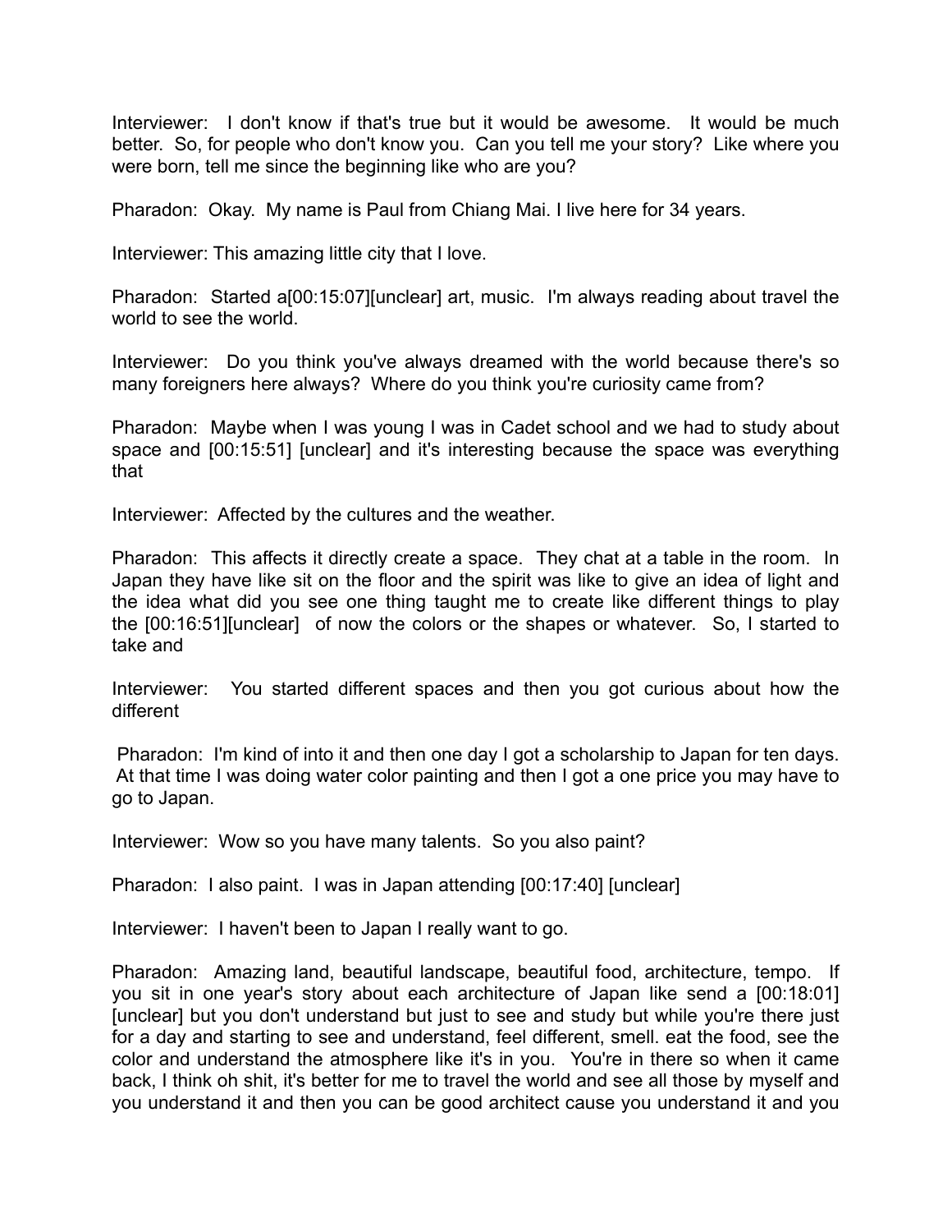Interviewer: I don't know if that's true but it would be awesome. It would be much better. So, for people who don't know you. Can you tell me your story? Like where you were born, tell me since the beginning like who are you?

Pharadon: Okay. My name is Paul from Chiang Mai. I live here for 34 years.

Interviewer: This amazing little city that I love.

Pharadon: Started a[00:15:07][unclear] art, music. I'm always reading about travel the world to see the world.

Interviewer: Do you think you've always dreamed with the world because there's so many foreigners here always? Where do you think you're curiosity came from?

Pharadon: Maybe when I was young I was in Cadet school and we had to study about space and [00:15:51] [unclear] and it's interesting because the space was everything that

Interviewer: Affected by the cultures and the weather.

Pharadon: This affects it directly create a space. They chat at a table in the room. In Japan they have like sit on the floor and the spirit was like to give an idea of light and the idea what did you see one thing taught me to create like different things to play the [00:16:51][unclear] of now the colors or the shapes or whatever. So, I started to take and

Interviewer: You started different spaces and then you got curious about how the different

Pharadon: I'm kind of into it and then one day I got a scholarship to Japan for ten days. At that time I was doing water color painting and then I got a one price you may have to go to Japan.

Interviewer: Wow so you have many talents. So you also paint?

Pharadon: I also paint. I was in Japan attending [00:17:40] [unclear]

Interviewer: I haven't been to Japan I really want to go.

Pharadon: Amazing land, beautiful landscape, beautiful food, architecture, tempo. If you sit in one year's story about each architecture of Japan like send a [00:18:01] [unclear] but you don't understand but just to see and study but while you're there just for a day and starting to see and understand, feel different, smell. eat the food, see the color and understand the atmosphere like it's in you. You're in there so when it came back, I think oh shit, it's better for me to travel the world and see all those by myself and you understand it and then you can be good architect cause you understand it and you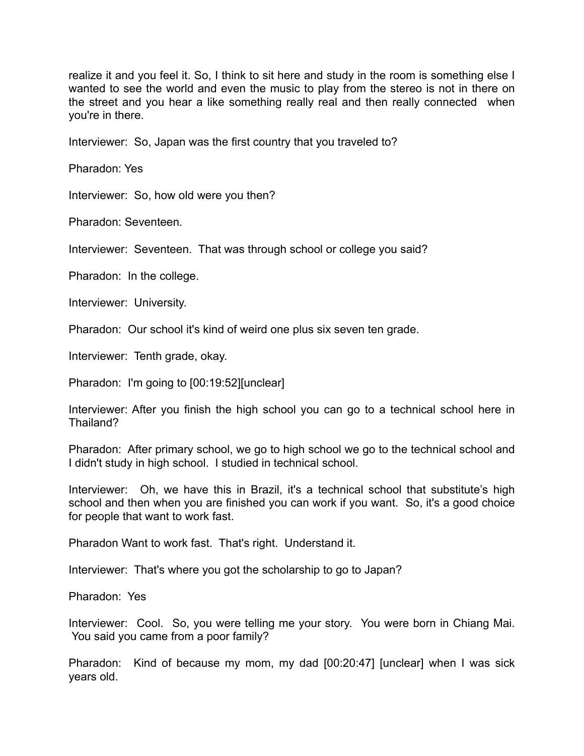realize it and you feel it. So, I think to sit here and study in the room is something else I wanted to see the world and even the music to play from the stereo is not in there on the street and you hear a like something really real and then really connected when you're in there.

Interviewer: So, Japan was the first country that you traveled to?

Pharadon: Yes

Interviewer: So, how old were you then?

Pharadon: Seventeen.

Interviewer: Seventeen. That was through school or college you said?

Pharadon: In the college.

Interviewer: University.

Pharadon: Our school it's kind of weird one plus six seven ten grade.

Interviewer: Tenth grade, okay.

Pharadon: I'm going to [00:19:52][unclear]

Interviewer: After you finish the high school you can go to a technical school here in Thailand?

Pharadon: After primary school, we go to high school we go to the technical school and I didn't study in high school. I studied in technical school.

Interviewer: Oh, we have this in Brazil, it's a technical school that substitute's high school and then when you are finished you can work if you want. So, it's a good choice for people that want to work fast.

Pharadon Want to work fast. That's right. Understand it.

Interviewer: That's where you got the scholarship to go to Japan?

Pharadon: Yes

Interviewer: Cool. So, you were telling me your story. You were born in Chiang Mai. You said you came from a poor family?

Pharadon: Kind of because my mom, my dad [00:20:47] [unclear] when I was sick years old.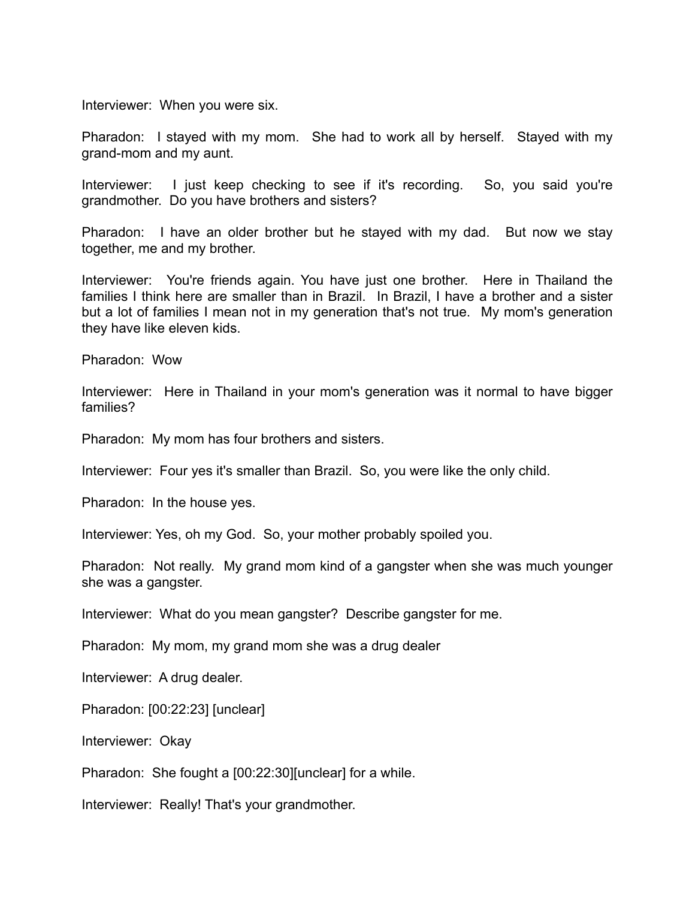Interviewer: When you were six.

Pharadon: I stayed with my mom. She had to work all by herself. Stayed with my grand-mom and my aunt.

Interviewer: I just keep checking to see if it's recording. So, you said you're grandmother. Do you have brothers and sisters?

Pharadon: I have an older brother but he stayed with my dad. But now we stay together, me and my brother.

Interviewer: You're friends again. You have just one brother. Here in Thailand the families I think here are smaller than in Brazil. In Brazil, I have a brother and a sister but a lot of families I mean not in my generation that's not true. My mom's generation they have like eleven kids.

Pharadon: Wow

Interviewer: Here in Thailand in your mom's generation was it normal to have bigger families?

Pharadon: My mom has four brothers and sisters.

Interviewer: Four yes it's smaller than Brazil. So, you were like the only child.

Pharadon: In the house yes.

Interviewer: Yes, oh my God. So, your mother probably spoiled you.

Pharadon: Not really. My grand mom kind of a gangster when she was much younger she was a gangster.

Interviewer: What do you mean gangster? Describe gangster for me.

Pharadon: My mom, my grand mom she was a drug dealer

Interviewer: A drug dealer.

Pharadon: [00:22:23] [unclear]

Interviewer: Okay

Pharadon: She fought a [00:22:30][unclear] for a while.

Interviewer: Really! That's your grandmother.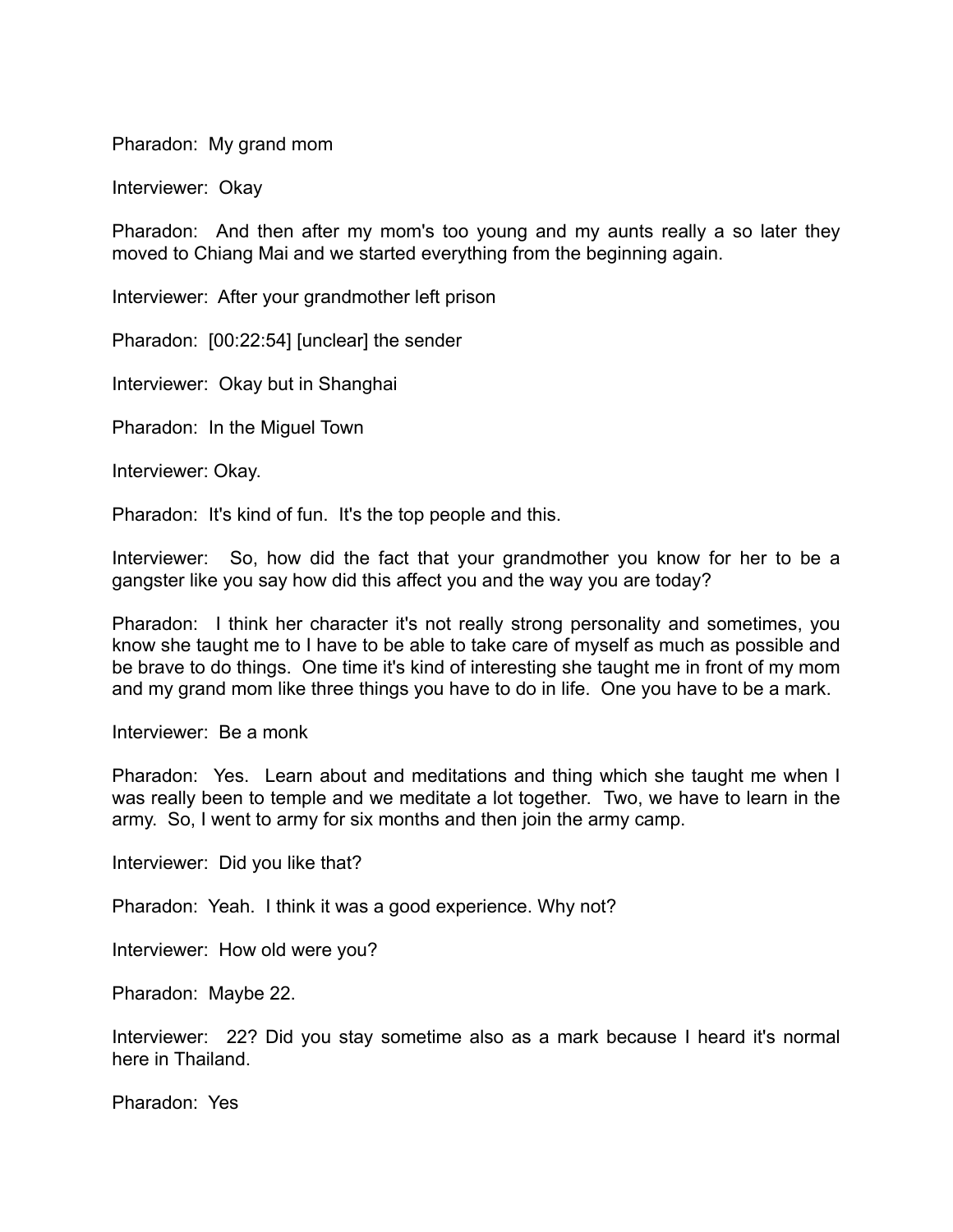Pharadon: My grand mom

Interviewer: Okay

Pharadon: And then after my mom's too young and my aunts really a so later they moved to Chiang Mai and we started everything from the beginning again.

Interviewer: After your grandmother left prison

Pharadon: [00:22:54] [unclear] the sender

Interviewer: Okay but in Shanghai

Pharadon: In the Miguel Town

Interviewer: Okay.

Pharadon: It's kind of fun. It's the top people and this.

Interviewer: So, how did the fact that your grandmother you know for her to be a gangster like you say how did this affect you and the way you are today?

Pharadon: I think her character it's not really strong personality and sometimes, you know she taught me to I have to be able to take care of myself as much as possible and be brave to do things. One time it's kind of interesting she taught me in front of my mom and my grand mom like three things you have to do in life. One you have to be a mark.

Interviewer: Be a monk

Pharadon: Yes. Learn about and meditations and thing which she taught me when I was really been to temple and we meditate a lot together. Two, we have to learn in the army. So, I went to army for six months and then join the army camp.

Interviewer: Did you like that?

Pharadon: Yeah. I think it was a good experience. Why not?

Interviewer: How old were you?

Pharadon: Maybe 22.

Interviewer: 22? Did you stay sometime also as a mark because I heard it's normal here in Thailand.

Pharadon: Yes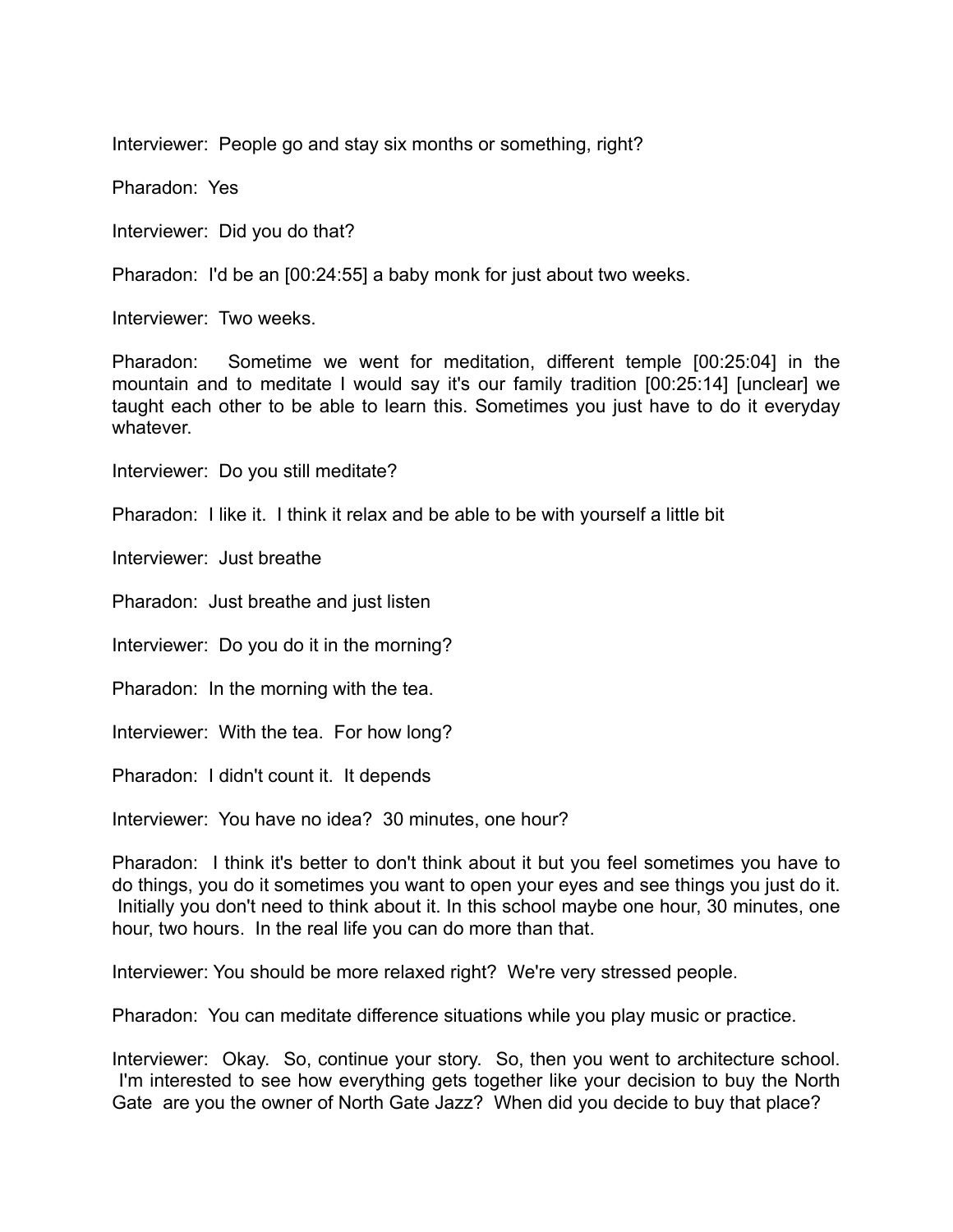Interviewer: People go and stay six months or something, right?

Pharadon: Yes

Interviewer: Did you do that?

Pharadon: I'd be an [00:24:55] a baby monk for just about two weeks.

Interviewer: Two weeks.

Pharadon: Sometime we went for meditation, different temple [00:25:04] in the mountain and to meditate I would say it's our family tradition [00:25:14] [unclear] we taught each other to be able to learn this. Sometimes you just have to do it everyday whatever.

Interviewer: Do you still meditate?

Pharadon: I like it. I think it relax and be able to be with yourself a little bit

Interviewer: Just breathe

Pharadon: Just breathe and just listen

Interviewer: Do you do it in the morning?

Pharadon: In the morning with the tea.

Interviewer: With the tea. For how long?

Pharadon: I didn't count it. It depends

Interviewer: You have no idea? 30 minutes, one hour?

Pharadon: I think it's better to don't think about it but you feel sometimes you have to do things, you do it sometimes you want to open your eyes and see things you just do it. Initially you don't need to think about it. In this school maybe one hour, 30 minutes, one hour, two hours. In the real life you can do more than that.

Interviewer: You should be more relaxed right? We're very stressed people.

Pharadon: You can meditate difference situations while you play music or practice.

Interviewer: Okay. So, continue your story. So, then you went to architecture school. I'm interested to see how everything gets together like your decision to buy the North Gate are you the owner of North Gate Jazz? When did you decide to buy that place?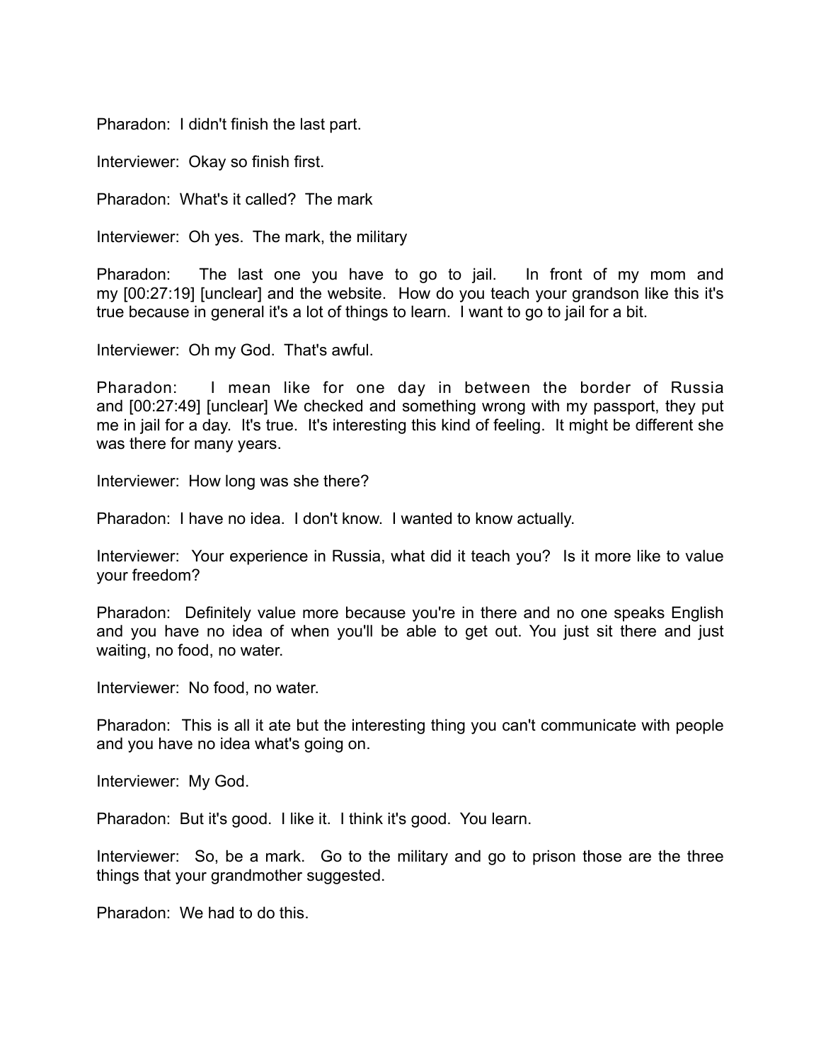Pharadon: I didn't finish the last part.

Interviewer: Okay so finish first.

Pharadon: What's it called? The mark

Interviewer: Oh yes. The mark, the military

Pharadon: The last one you have to go to jail. In front of my mom and my [00:27:19] [unclear] and the website. How do you teach your grandson like this it's true because in general it's a lot of things to learn. I want to go to jail for a bit.

Interviewer: Oh my God. That's awful.

Pharadon: I mean like for one day in between the border of Russia and [00:27:49] [unclear] We checked and something wrong with my passport, they put me in jail for a day. It's true. It's interesting this kind of feeling. It might be different she was there for many years.

Interviewer: How long was she there?

Pharadon: I have no idea. I don't know. I wanted to know actually.

Interviewer: Your experience in Russia, what did it teach you? Is it more like to value your freedom?

Pharadon: Definitely value more because you're in there and no one speaks English and you have no idea of when you'll be able to get out. You just sit there and just waiting, no food, no water.

Interviewer: No food, no water.

Pharadon: This is all it ate but the interesting thing you can't communicate with people and you have no idea what's going on.

Interviewer: My God.

Pharadon: But it's good. I like it. I think it's good. You learn.

Interviewer: So, be a mark. Go to the military and go to prison those are the three things that your grandmother suggested.

Pharadon: We had to do this.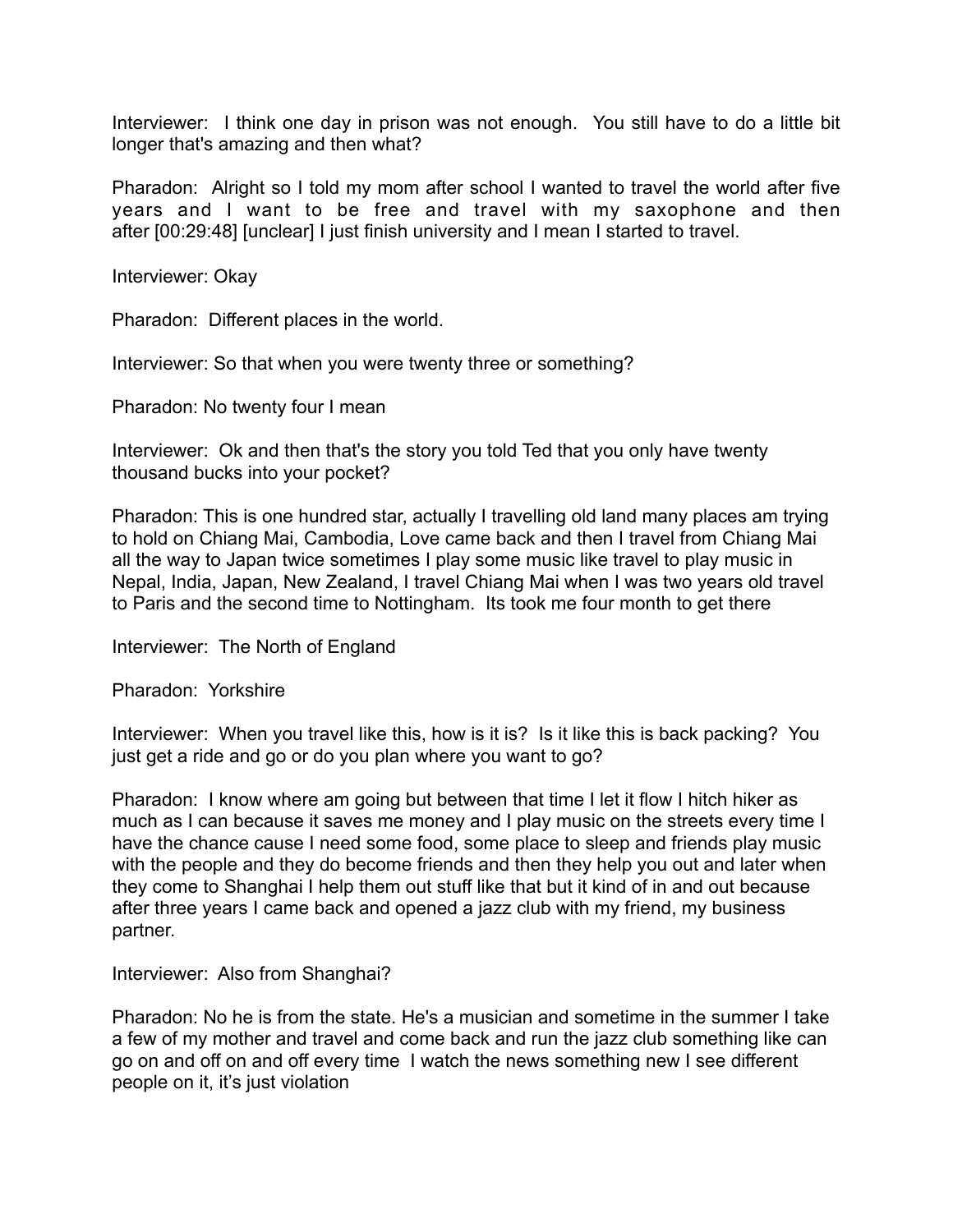Interviewer: I think one day in prison was not enough. You still have to do a little bit longer that's amazing and then what?

Pharadon: Alright so I told my mom after school I wanted to travel the world after five years and I want to be free and travel with my saxophone and then after [00:29:48] [unclear] I just finish university and I mean I started to travel.

Interviewer: Okay

Pharadon: Different places in the world.

Interviewer: So that when you were twenty three or something?

Pharadon: No twenty four I mean

Interviewer: Ok and then that's the story you told Ted that you only have twenty thousand bucks into your pocket?

Pharadon: This is one hundred star, actually I travelling old land many places am trying to hold on Chiang Mai, Cambodia, Love came back and then I travel from Chiang Mai all the way to Japan twice sometimes I play some music like travel to play music in Nepal, India, Japan, New Zealand, I travel Chiang Mai when I was two years old travel to Paris and the second time to Nottingham. Its took me four month to get there

Interviewer: The North of England

Pharadon: Yorkshire

Interviewer: When you travel like this, how is it is? Is it like this is back packing? You just get a ride and go or do you plan where you want to go?

Pharadon: I know where am going but between that time I let it flow I hitch hiker as much as I can because it saves me money and I play music on the streets every time I have the chance cause I need some food, some place to sleep and friends play music with the people and they do become friends and then they help you out and later when they come to Shanghai I help them out stuff like that but it kind of in and out because after three years I came back and opened a jazz club with my friend, my business partner.

Interviewer: Also from Shanghai?

Pharadon: No he is from the state. He's a musician and sometime in the summer I take a few of my mother and travel and come back and run the jazz club something like can go on and off on and off every time I watch the news something new I see different people on it, it's just violation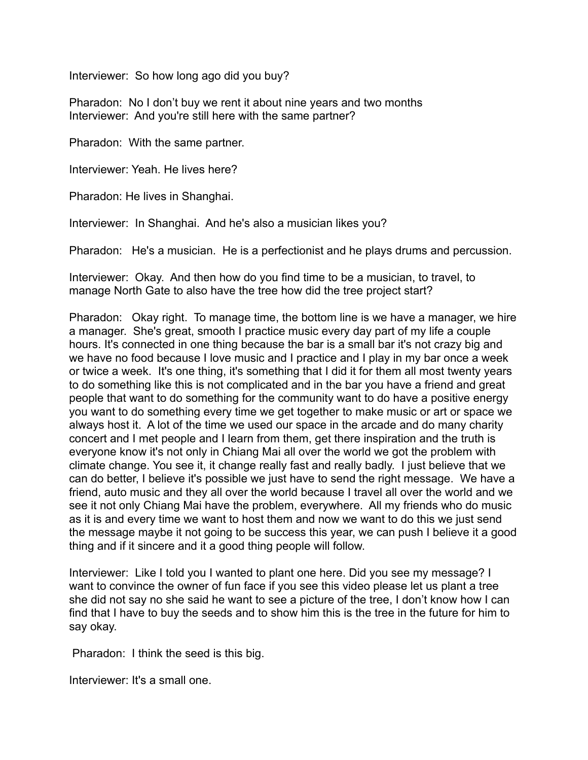Interviewer: So how long ago did you buy?

Pharadon: No I don't buy we rent it about nine years and two months
Interviewer: And you're still here with the same partner?

Pharadon: With the same partner.

Interviewer: Yeah. He lives here?

Pharadon: He lives in Shanghai.

Interviewer: In Shanghai. And he's also a musician likes you?

Pharadon: He's a musician. He is a perfectionist and he plays drums and percussion.

Interviewer: Okay. And then how do you find time to be a musician, to travel, to manage North Gate to also have the tree how did the tree project start?

Pharadon: Okay right. To manage time, the bottom line is we have a manager, we hire a manager. She's great, smooth I practice music every day part of my life a couple hours. It's connected in one thing because the bar is a small bar it's not crazy big and we have no food because I love music and I practice and I play in my bar once a week or twice a week. It's one thing, it's something that I did it for them all most twenty years to do something like this is not complicated and in the bar you have a friend and great people that want to do something for the community want to do have a positive energy you want to do something every time we get together to make music or art or space we always host it. A lot of the time we used our space in the arcade and do many charity concert and I met people and I learn from them, get there inspiration and the truth is everyone know it's not only in Chiang Mai all over the world we got the problem with climate change. You see it, it change really fast and really badly. I just believe that we can do better, I believe it's possible we just have to send the right message. We have a friend, auto music and they all over the world because I travel all over the world and we see it not only Chiang Mai have the problem, everywhere. All my friends who do music as it is and every time we want to host them and now we want to do this we just send the message maybe it not going to be success this year, we can push I believe it a good thing and if it sincere and it a good thing people will follow.

Interviewer: Like I told you I wanted to plant one here. Did you see my message? I want to convince the owner of fun face if you see this video please let us plant a tree she did not say no she said he want to see a picture of the tree, I don't know how I can find that I have to buy the seeds and to show him this is the tree in the future for him to say okay.

Pharadon: I think the seed is this big.

Interviewer: It's a small one.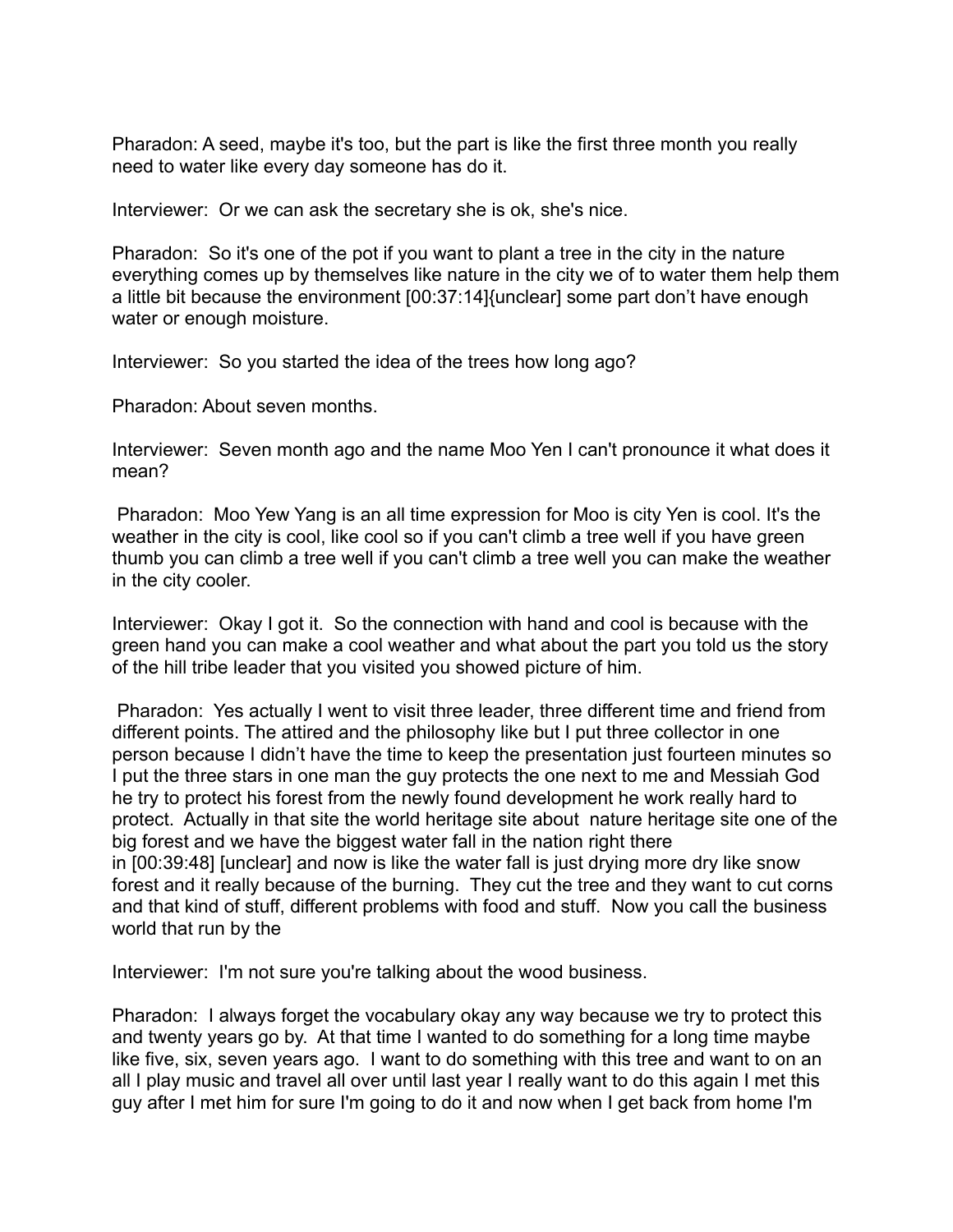Pharadon: A seed, maybe it's too, but the part is like the first three month you really need to water like every day someone has do it.

Interviewer: Or we can ask the secretary she is ok, she's nice.

Pharadon: So it's one of the pot if you want to plant a tree in the city in the nature everything comes up by themselves like nature in the city we of to water them help them a little bit because the environment [00:37:14]{unclear] some part don't have enough water or enough moisture.

Interviewer: So you started the idea of the trees how long ago?

Pharadon: About seven months.

Interviewer: Seven month ago and the name Moo Yen I can't pronounce it what does it mean?

Pharadon: Moo Yew Yang is an all time expression for Moo is city Yen is cool. It's the weather in the city is cool, like cool so if you can't climb a tree well if you have green thumb you can climb a tree well if you can't climb a tree well you can make the weather in the city cooler.

Interviewer: Okay I got it. So the connection with hand and cool is because with the green hand you can make a cool weather and what about the part you told us the story of the hill tribe leader that you visited you showed picture of him.

Pharadon: Yes actually I went to visit three leader, three different time and friend from different points. The attired and the philosophy like but I put three collector in one person because I didn't have the time to keep the presentation just fourteen minutes so I put the three stars in one man the guy protects the one next to me and Messiah God he try to protect his forest from the newly found development he work really hard to protect. Actually in that site the world heritage site about nature heritage site one of the big forest and we have the biggest water fall in the nation right there in [00:39:48] [unclear] and now is like the water fall is just drying more dry like snow forest and it really because of the burning. They cut the tree and they want to cut corns and that kind of stuff, different problems with food and stuff. Now you call the business world that run by the

Interviewer: I'm not sure you're talking about the wood business.

Pharadon: I always forget the vocabulary okay any way because we try to protect this and twenty years go by. At that time I wanted to do something for a long time maybe like five, six, seven years ago. I want to do something with this tree and want to on an all I play music and travel all over until last year I really want to do this again I met this guy after I met him for sure I'm going to do it and now when I get back from home I'm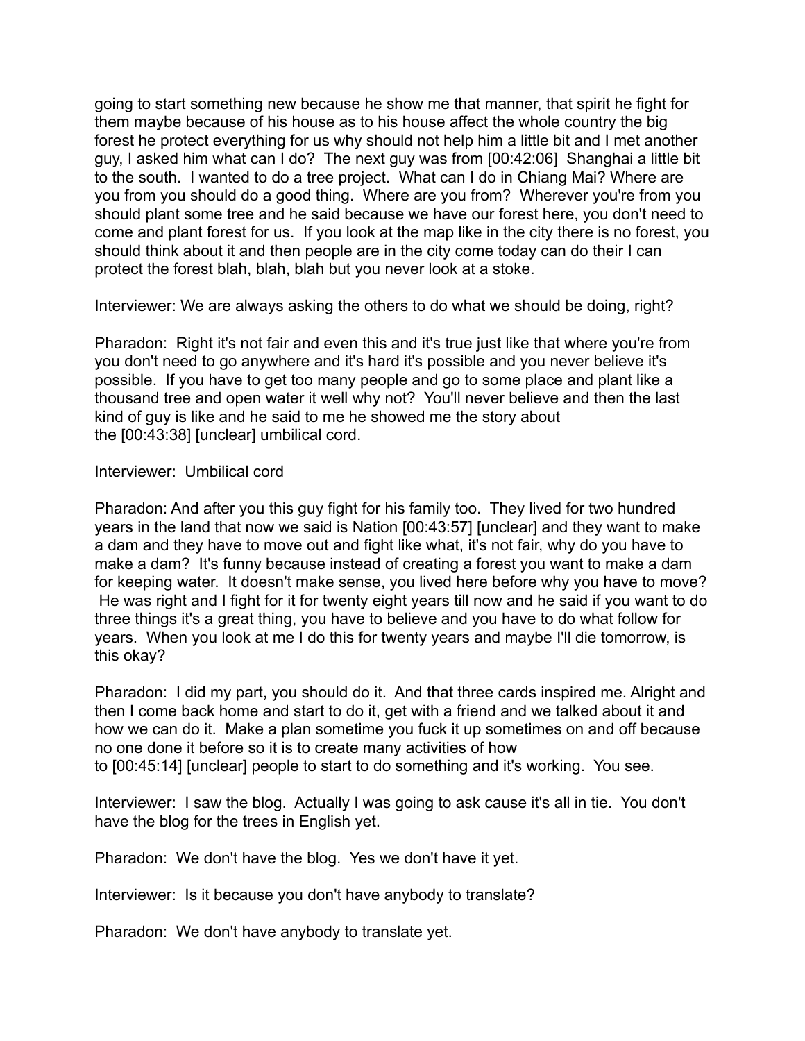going to start something new because he show me that manner, that spirit he fight for them maybe because of his house as to his house affect the whole country the big forest he protect everything for us why should not help him a little bit and I met another guy, I asked him what can I do? The next guy was from [00:42:06] Shanghai a little bit to the south. I wanted to do a tree project. What can I do in Chiang Mai? Where are you from you should do a good thing. Where are you from? Wherever you're from you should plant some tree and he said because we have our forest here, you don't need to come and plant forest for us. If you look at the map like in the city there is no forest, you should think about it and then people are in the city come today can do their I can protect the forest blah, blah, blah but you never look at a stoke.

Interviewer: We are always asking the others to do what we should be doing, right?

Pharadon: Right it's not fair and even this and it's true just like that where you're from you don't need to go anywhere and it's hard it's possible and you never believe it's possible. If you have to get too many people and go to some place and plant like a thousand tree and open water it well why not? You'll never believe and then the last kind of guy is like and he said to me he showed me the story about the [00:43:38] [unclear] umbilical cord.

Interviewer: Umbilical cord

Pharadon: And after you this guy fight for his family too. They lived for two hundred years in the land that now we said is Nation [00:43:57] [unclear] and they want to make a dam and they have to move out and fight like what, it's not fair, why do you have to make a dam? It's funny because instead of creating a forest you want to make a dam for keeping water. It doesn't make sense, you lived here before why you have to move? He was right and I fight for it for twenty eight years till now and he said if you want to do three things it's a great thing, you have to believe and you have to do what follow for years. When you look at me I do this for twenty years and maybe I'll die tomorrow, is this okay?

Pharadon: I did my part, you should do it. And that three cards inspired me. Alright and then I come back home and start to do it, get with a friend and we talked about it and how we can do it. Make a plan sometime you fuck it up sometimes on and off because no one done it before so it is to create many activities of how to [00:45:14] [unclear] people to start to do something and it's working. You see.

Interviewer: I saw the blog. Actually I was going to ask cause it's all in tie. You don't have the blog for the trees in English yet.

Pharadon: We don't have the blog. Yes we don't have it yet.

Interviewer: Is it because you don't have anybody to translate?

Pharadon: We don't have anybody to translate yet.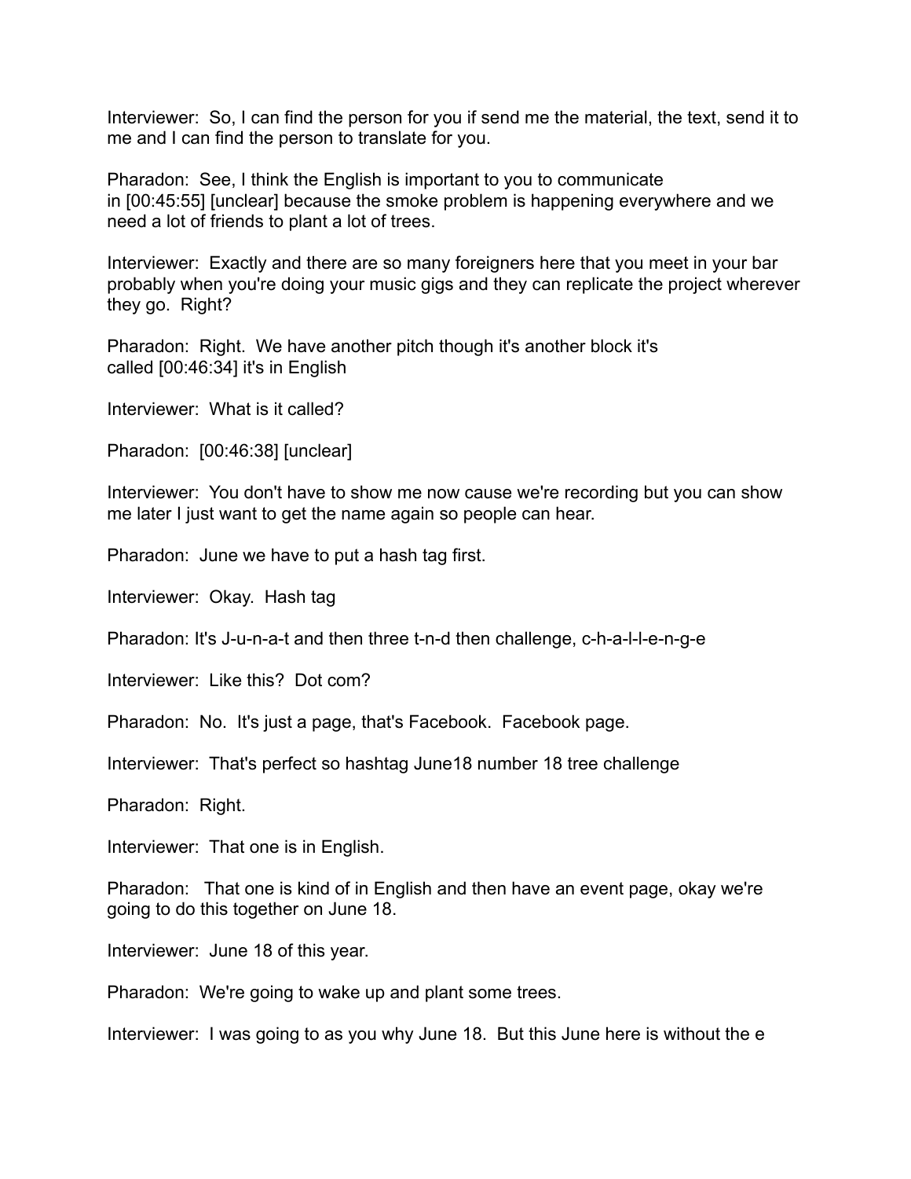Interviewer:  So, I can find the person for you if send me the material, the text, send it to me and I can find the person to translate for you.

Pharadon:  See, I think the English is important to you to communicate in [00:45:55] [unclear] because the smoke problem is happening everywhere and we need a lot of friends to plant a lot of trees.

Interviewer:  Exactly and there are so many foreigners here that you meet in your bar probably when you're doing your music gigs and they can replicate the project wherever they go.  Right?

Pharadon:  Right.  We have another pitch though it's another block it's called [00:46:34] it's in English

Interviewer:  What is it called?

Pharadon:  [00:46:38] [unclear]

Interviewer:  You don't have to show me now cause we're recording but you can show me later I just want to get the name again so people can hear.

Pharadon:  June we have to put a hash tag first.

Interviewer:  Okay.  Hash tag

Pharadon: It's J-u-n-a-t and then three t-n-d then challenge, c-h-a-l-l-e-n-g-e

Interviewer:  Like this?  Dot com?

Pharadon:  No.  It's just a page, that's Facebook.  Facebook page.

Interviewer:  That's perfect so hashtag June18 number 18 tree challenge

Pharadon:  Right.

Interviewer:  That one is in English.

Pharadon:   That one is kind of in English and then have an event page, okay we're going to do this together on June 18.

Interviewer:  June 18 of this year.

Pharadon:  We're going to wake up and plant some trees.

Interviewer:  I was going to as you why June 18.  But this June here is without the e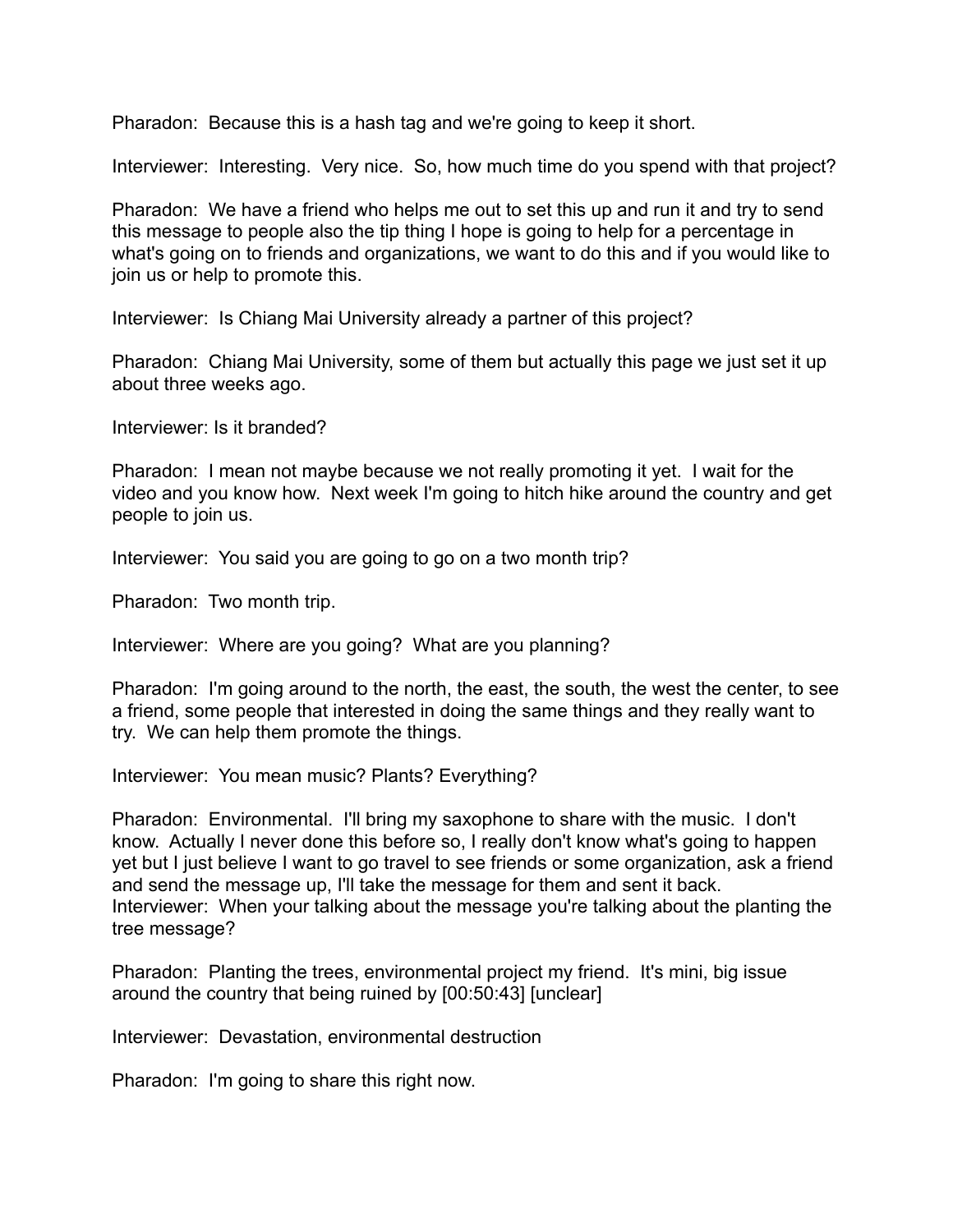Pharadon: Because this is a hash tag and we're going to keep it short.

Interviewer: Interesting. Very nice. So, how much time do you spend with that project?

Pharadon: We have a friend who helps me out to set this up and run it and try to send this message to people also the tip thing I hope is going to help for a percentage in what's going on to friends and organizations, we want to do this and if you would like to join us or help to promote this.

Interviewer: Is Chiang Mai University already a partner of this project?

Pharadon: Chiang Mai University, some of them but actually this page we just set it up about three weeks ago.

Interviewer: Is it branded?

Pharadon: I mean not maybe because we not really promoting it yet. I wait for the video and you know how. Next week I'm going to hitch hike around the country and get people to join us.

Interviewer: You said you are going to go on a two month trip?

Pharadon: Two month trip.

Interviewer: Where are you going? What are you planning?

Pharadon: I'm going around to the north, the east, the south, the west the center, to see a friend, some people that interested in doing the same things and they really want to try. We can help them promote the things.

Interviewer: You mean music? Plants? Everything?

Pharadon: Environmental. I'll bring my saxophone to share with the music. I don't know. Actually I never done this before so, I really don't know what's going to happen yet but I just believe I want to go travel to see friends or some organization, ask a friend and send the message up, I'll take the message for them and sent it back.

Interviewer: When your talking about the message you're talking about the planting the tree message?

Pharadon: Planting the trees, environmental project my friend. It's mini, big issue around the country that being ruined by [00:50:43] [unclear]

Interviewer: Devastation, environmental destruction

Pharadon: I'm going to share this right now.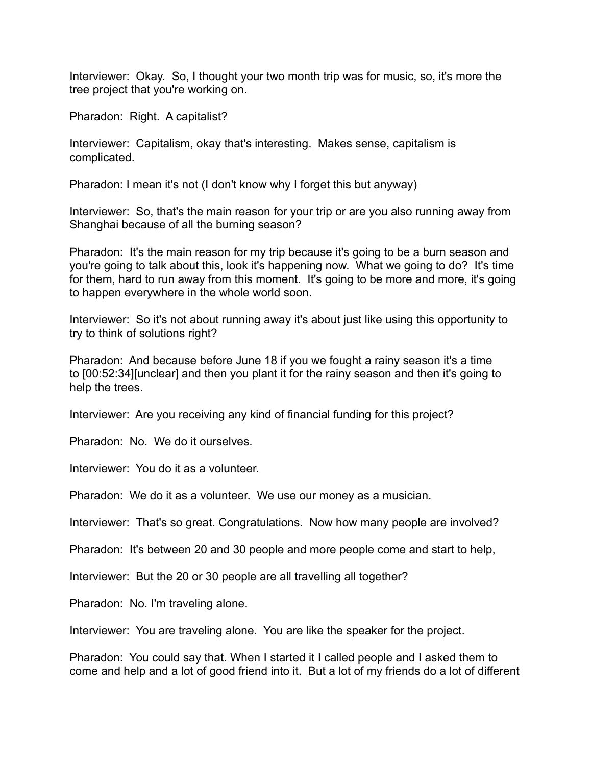Interviewer: Okay. So, I thought your two month trip was for music, so, it's more the tree project that you're working on.

Pharadon: Right. A capitalist?

Interviewer: Capitalism, okay that's interesting. Makes sense, capitalism is complicated.

Pharadon: I mean it's not (I don't know why I forget this but anyway)

Interviewer: So, that's the main reason for your trip or are you also running away from Shanghai because of all the burning season?

Pharadon: It's the main reason for my trip because it's going to be a burn season and you're going to talk about this, look it's happening now. What we going to do? It's time for them, hard to run away from this moment. It's going to be more and more, it's going to happen everywhere in the whole world soon.

Interviewer: So it's not about running away it's about just like using this opportunity to try to think of solutions right?

Pharadon: And because before June 18 if you we fought a rainy season it's a time to [00:52:34][unclear] and then you plant it for the rainy season and then it's going to help the trees.

Interviewer: Are you receiving any kind of financial funding for this project?

Pharadon: No. We do it ourselves.

Interviewer: You do it as a volunteer.

Pharadon: We do it as a volunteer. We use our money as a musician.

Interviewer: That's so great. Congratulations. Now how many people are involved?

Pharadon: It's between 20 and 30 people and more people come and start to help,

Interviewer: But the 20 or 30 people are all travelling all together?

Pharadon: No. I'm traveling alone.

Interviewer: You are traveling alone. You are like the speaker for the project.

Pharadon: You could say that. When I started it I called people and I asked them to come and help and a lot of good friend into it. But a lot of my friends do a lot of different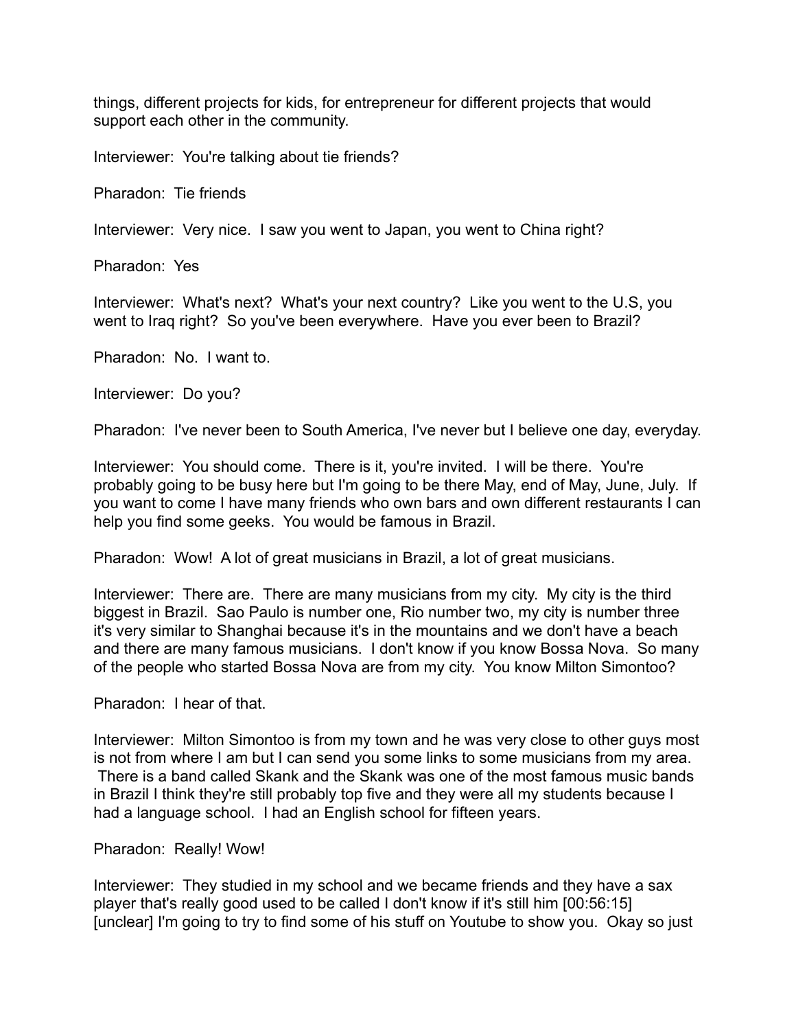things, different projects for kids, for entrepreneur for different projects that would support each other in the community.

Interviewer: You're talking about tie friends?

Pharadon: Tie friends

Interviewer: Very nice. I saw you went to Japan, you went to China right?

Pharadon: Yes

Interviewer: What's next? What's your next country? Like you went to the U.S, you went to Iraq right? So you've been everywhere. Have you ever been to Brazil?

Pharadon: No. I want to.

Interviewer: Do you?

Pharadon: I've never been to South America, I've never but I believe one day, everyday.

Interviewer: You should come. There is it, you're invited. I will be there. You're probably going to be busy here but I'm going to be there May, end of May, June, July. If you want to come I have many friends who own bars and own different restaurants I can help you find some geeks. You would be famous in Brazil.

Pharadon: Wow! A lot of great musicians in Brazil, a lot of great musicians.

Interviewer: There are. There are many musicians from my city. My city is the third biggest in Brazil. Sao Paulo is number one, Rio number two, my city is number three it's very similar to Shanghai because it's in the mountains and we don't have a beach and there are many famous musicians. I don't know if you know Bossa Nova. So many of the people who started Bossa Nova are from my city. You know Milton Simontoo?

Pharadon: I hear of that.

Interviewer: Milton Simontoo is from my town and he was very close to other guys most is not from where I am but I can send you some links to some musicians from my area. There is a band called Skank and the Skank was one of the most famous music bands in Brazil I think they're still probably top five and they were all my students because I had a language school. I had an English school for fifteen years.

Pharadon: Really! Wow!

Interviewer: They studied in my school and we became friends and they have a sax player that's really good used to be called I don't know if it's still him [00:56:15] [unclear] I'm going to try to find some of his stuff on Youtube to show you. Okay so just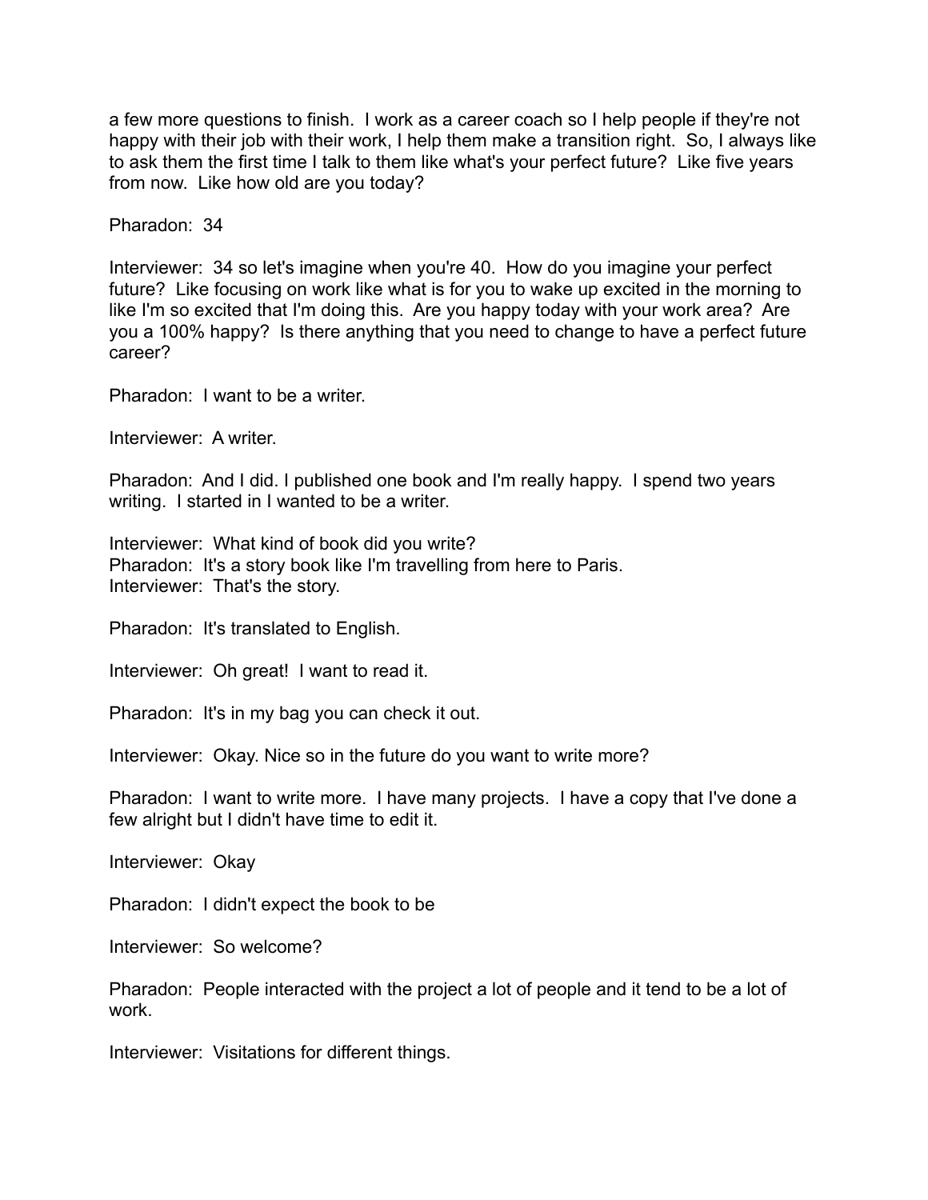a few more questions to finish. I work as a career coach so I help people if they're not happy with their job with their work, I help them make a transition right. So, I always like to ask them the first time I talk to them like what's your perfect future? Like five years from now. Like how old are you today?

Pharadon: 34

Interviewer: 34 so let's imagine when you're 40. How do you imagine your perfect future? Like focusing on work like what is for you to wake up excited in the morning to like I'm so excited that I'm doing this. Are you happy today with your work area? Are you a 100% happy? Is there anything that you need to change to have a perfect future career?

Pharadon: I want to be a writer.

Interviewer: A writer.

Pharadon: And I did. I published one book and I'm really happy. I spend two years writing. I started in I wanted to be a writer.

Interviewer: What kind of book did you write?
Pharadon: It's a story book like I'm travelling from here to Paris.
Interviewer: That's the story.

Pharadon: It's translated to English.

Interviewer: Oh great! I want to read it.

Pharadon: It's in my bag you can check it out.

Interviewer: Okay. Nice so in the future do you want to write more?

Pharadon: I want to write more. I have many projects. I have a copy that I've done a few alright but I didn't have time to edit it.

Interviewer: Okay

Pharadon: I didn't expect the book to be

Interviewer: So welcome?

Pharadon: People interacted with the project a lot of people and it tend to be a lot of work.

Interviewer: Visitations for different things.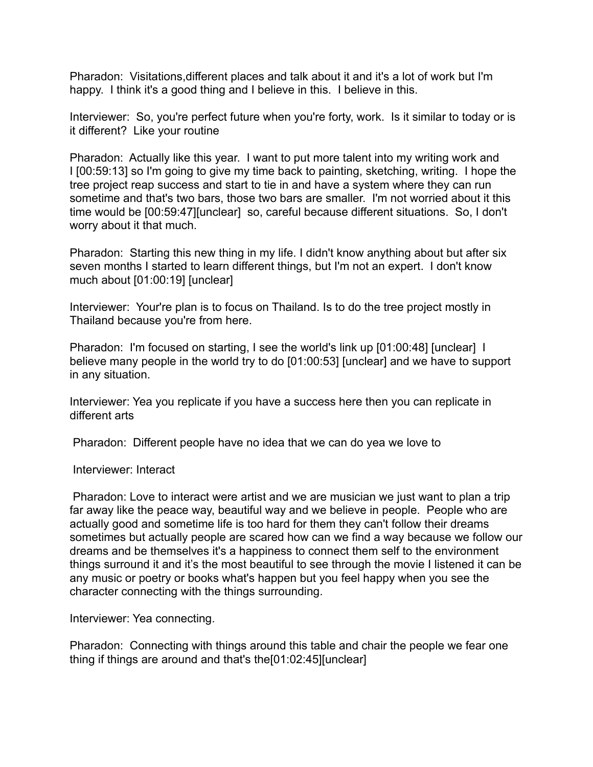Pharadon: Visitations,different places and talk about it and it's a lot of work but I'm happy. I think it's a good thing and I believe in this. I believe in this.

Interviewer: So, you're perfect future when you're forty, work. Is it similar to today or is it different? Like your routine

Pharadon: Actually like this year. I want to put more talent into my writing work and I [00:59:13] so I'm going to give my time back to painting, sketching, writing. I hope the tree project reap success and start to tie in and have a system where they can run sometime and that's two bars, those two bars are smaller. I'm not worried about it this time would be [00:59:47][unclear] so, careful because different situations. So, I don't worry about it that much.

Pharadon: Starting this new thing in my life. I didn't know anything about but after six seven months I started to learn different things, but I'm not an expert. I don't know much about [01:00:19] [unclear]

Interviewer: Your're plan is to focus on Thailand. Is to do the tree project mostly in Thailand because you're from here.

Pharadon: I'm focused on starting, I see the world's link up [01:00:48] [unclear] I believe many people in the world try to do [01:00:53] [unclear] and we have to support in any situation.

Interviewer: Yea you replicate if you have a success here then you can replicate in different arts

Pharadon: Different people have no idea that we can do yea we love to

Interviewer: Interact

Pharadon: Love to interact were artist and we are musician we just want to plan a trip far away like the peace way, beautiful way and we believe in people. People who are actually good and sometime life is too hard for them they can't follow their dreams sometimes but actually people are scared how can we find a way because we follow our dreams and be themselves it's a happiness to connect them self to the environment things surround it and it's the most beautiful to see through the movie I listened it can be any music or poetry or books what's happen but you feel happy when you see the character connecting with the things surrounding.

Interviewer: Yea connecting.

Pharadon: Connecting with things around this table and chair the people we fear one thing if things are around and that's the[01:02:45][unclear]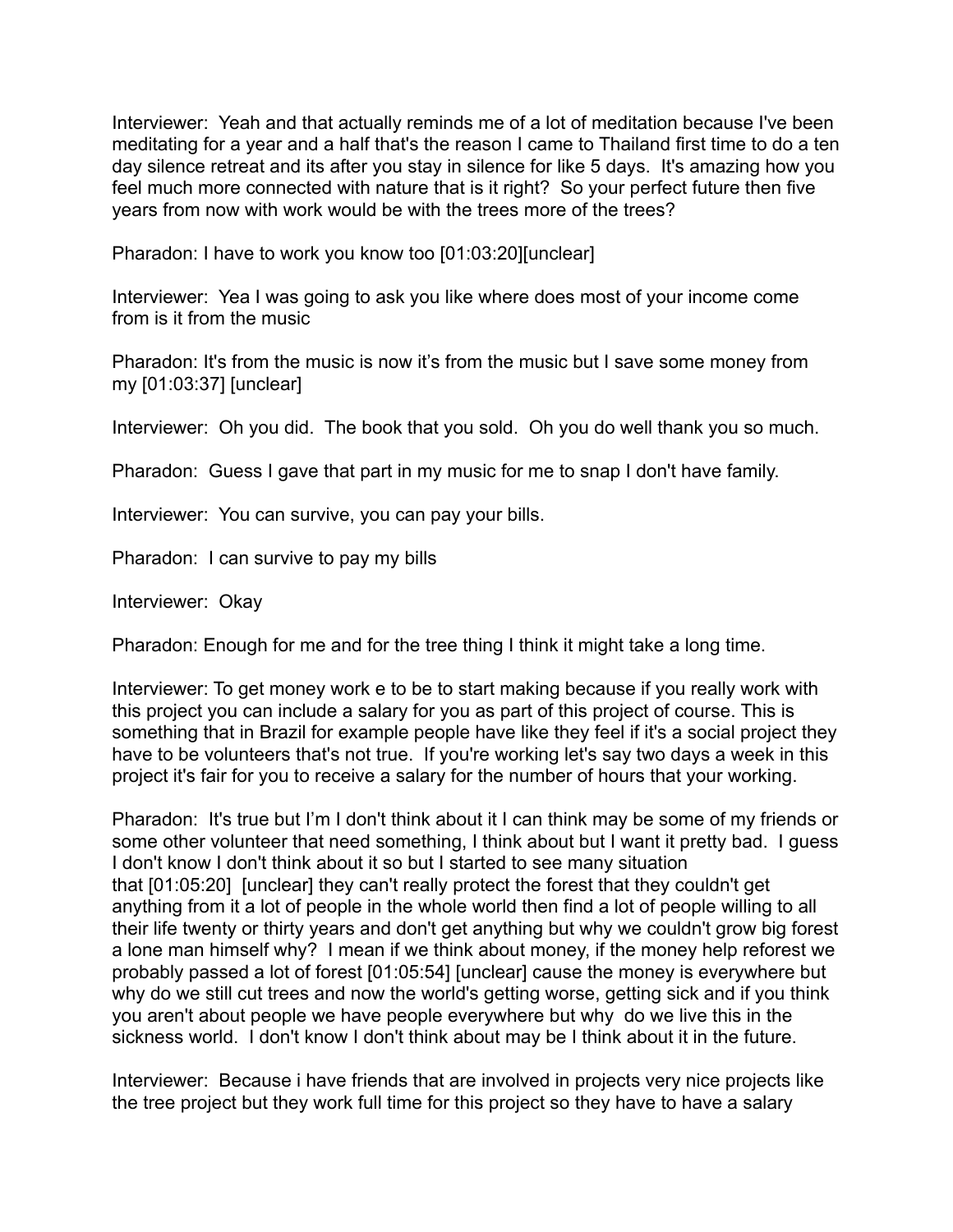Interviewer: Yeah and that actually reminds me of a lot of meditation because I've been meditating for a year and a half that's the reason I came to Thailand first time to do a ten day silence retreat and its after you stay in silence for like 5 days. It's amazing how you feel much more connected with nature that is it right? So your perfect future then five years from now with work would be with the trees more of the trees?

Pharadon: I have to work you know too [01:03:20][unclear]

Interviewer: Yea I was going to ask you like where does most of your income come from is it from the music

Pharadon: It's from the music is now it's from the music but I save some money from my [01:03:37] [unclear]

Interviewer: Oh you did. The book that you sold. Oh you do well thank you so much.

Pharadon: Guess I gave that part in my music for me to snap I don't have family.

Interviewer: You can survive, you can pay your bills.

Pharadon: I can survive to pay my bills

Interviewer: Okay

Pharadon: Enough for me and for the tree thing I think it might take a long time.

Interviewer: To get money work e to be to start making because if you really work with this project you can include a salary for you as part of this project of course. This is something that in Brazil for example people have like they feel if it's a social project they have to be volunteers that's not true. If you're working let's say two days a week in this project it's fair for you to receive a salary for the number of hours that your working.

Pharadon: It's true but I'm I don't think about it I can think may be some of my friends or some other volunteer that need something, I think about but I want it pretty bad. I guess I don't know I don't think about it so but I started to see many situation that [01:05:20] [unclear] they can't really protect the forest that they couldn't get anything from it a lot of people in the whole world then find a lot of people willing to all their life twenty or thirty years and don't get anything but why we couldn't grow big forest a lone man himself why? I mean if we think about money, if the money help reforest we probably passed a lot of forest [01:05:54] [unclear] cause the money is everywhere but why do we still cut trees and now the world's getting worse, getting sick and if you think you aren't about people we have people everywhere but why do we live this in the sickness world. I don't know I don't think about may be I think about it in the future.

Interviewer: Because i have friends that are involved in projects very nice projects like the tree project but they work full time for this project so they have to have a salary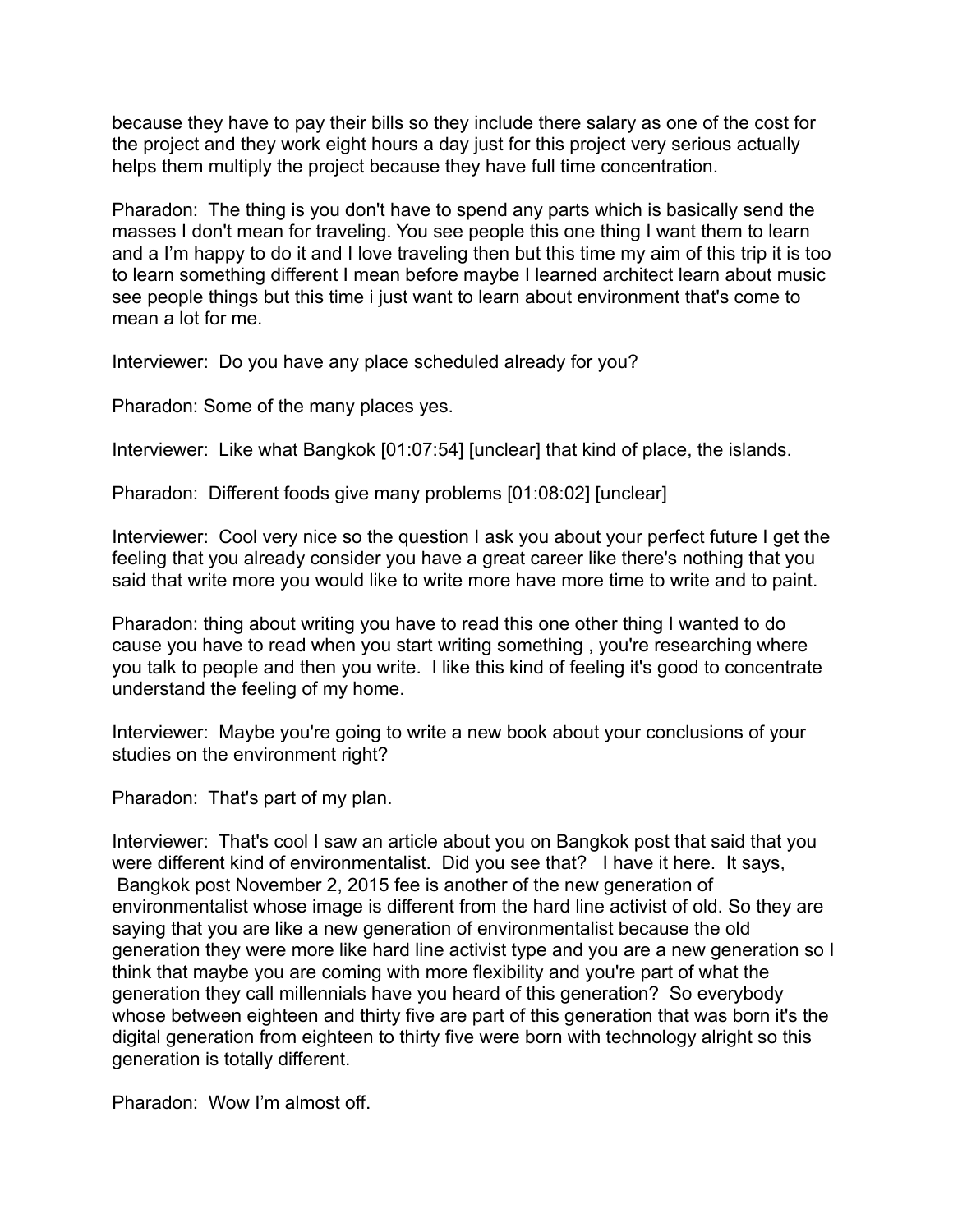because they have to pay their bills so they include there salary as one of the cost for the project and they work eight hours a day just for this project very serious actually helps them multiply the project because they have full time concentration.

Pharadon: The thing is you don't have to spend any parts which is basically send the masses I don't mean for traveling. You see people this one thing I want them to learn and a I'm happy to do it and I love traveling then but this time my aim of this trip it is too to learn something different I mean before maybe I learned architect learn about music see people things but this time i just want to learn about environment that's come to mean a lot for me.

Interviewer: Do you have any place scheduled already for you?

Pharadon: Some of the many places yes.

Interviewer: Like what Bangkok [01:07:54] [unclear] that kind of place, the islands.

Pharadon: Different foods give many problems [01:08:02] [unclear]

Interviewer: Cool very nice so the question I ask you about your perfect future I get the feeling that you already consider you have a great career like there's nothing that you said that write more you would like to write more have more time to write and to paint.

Pharadon: thing about writing you have to read this one other thing I wanted to do cause you have to read when you start writing something , you're researching where you talk to people and then you write. I like this kind of feeling it's good to concentrate understand the feeling of my home.

Interviewer: Maybe you're going to write a new book about your conclusions of your studies on the environment right?

Pharadon: That's part of my plan.

Interviewer: That's cool I saw an article about you on Bangkok post that said that you were different kind of environmentalist. Did you see that? I have it here. It says, Bangkok post November 2, 2015 fee is another of the new generation of environmentalist whose image is different from the hard line activist of old. So they are saying that you are like a new generation of environmentalist because the old generation they were more like hard line activist type and you are a new generation so I think that maybe you are coming with more flexibility and you're part of what the generation they call millennials have you heard of this generation? So everybody whose between eighteen and thirty five are part of this generation that was born it's the digital generation from eighteen to thirty five were born with technology alright so this generation is totally different.

Pharadon: Wow I'm almost off.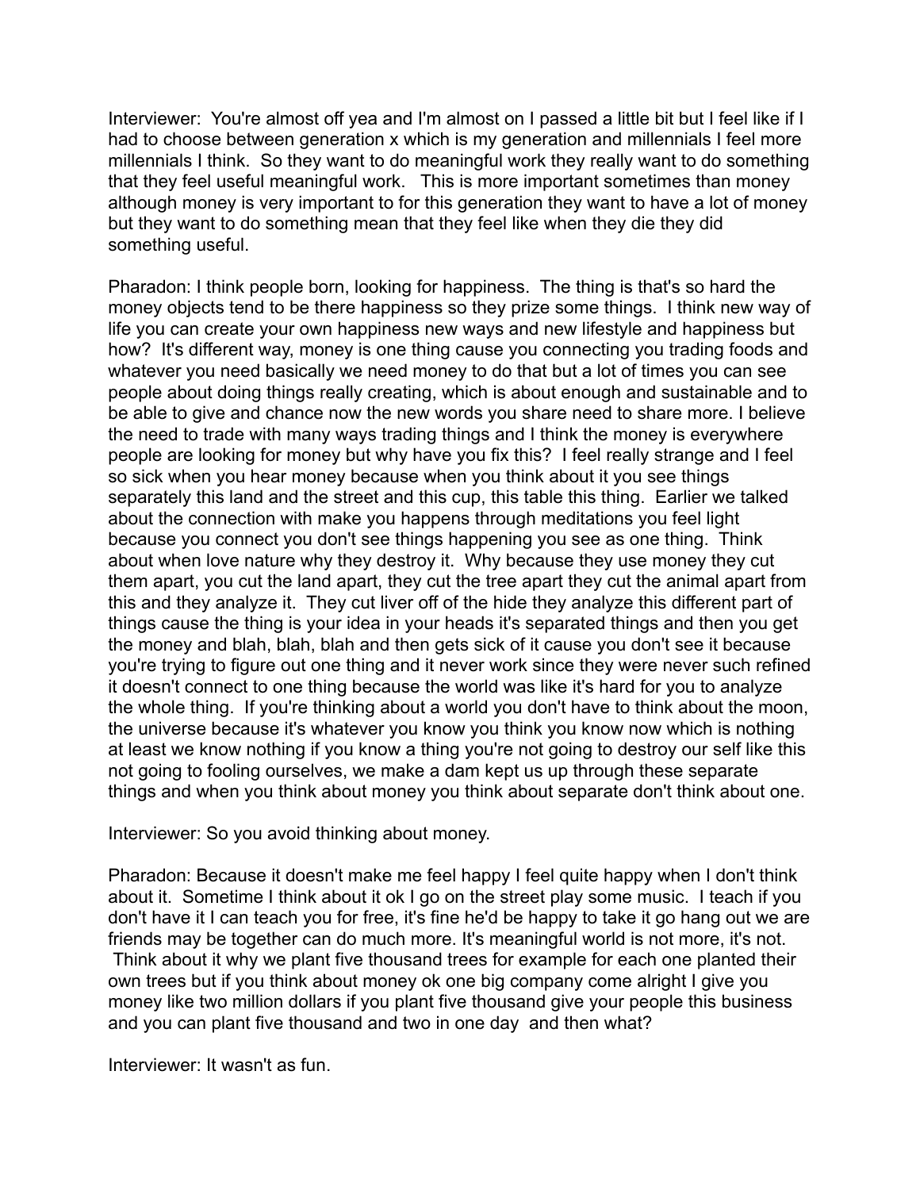Interviewer: You're almost off yea and I'm almost on I passed a little bit but I feel like if I had to choose between generation x which is my generation and millennials I feel more millennials I think. So they want to do meaningful work they really want to do something that they feel useful meaningful work. This is more important sometimes than money although money is very important to for this generation they want to have a lot of money but they want to do something mean that they feel like when they die they did something useful.

Pharadon: I think people born, looking for happiness. The thing is that's so hard the money objects tend to be there happiness so they prize some things. I think new way of life you can create your own happiness new ways and new lifestyle and happiness but how? It's different way, money is one thing cause you connecting you trading foods and whatever you need basically we need money to do that but a lot of times you can see people about doing things really creating, which is about enough and sustainable and to be able to give and chance now the new words you share need to share more. I believe the need to trade with many ways trading things and I think the money is everywhere people are looking for money but why have you fix this? I feel really strange and I feel so sick when you hear money because when you think about it you see things separately this land and the street and this cup, this table this thing. Earlier we talked about the connection with make you happens through meditations you feel light because you connect you don't see things happening you see as one thing. Think about when love nature why they destroy it. Why because they use money they cut them apart, you cut the land apart, they cut the tree apart they cut the animal apart from this and they analyze it. They cut liver off of the hide they analyze this different part of things cause the thing is your idea in your heads it's separated things and then you get the money and blah, blah, blah and then gets sick of it cause you don't see it because you're trying to figure out one thing and it never work since they were never such refined it doesn't connect to one thing because the world was like it's hard for you to analyze the whole thing. If you're thinking about a world you don't have to think about the moon, the universe because it's whatever you know you think you know now which is nothing at least we know nothing if you know a thing you're not going to destroy our self like this not going to fooling ourselves, we make a dam kept us up through these separate things and when you think about money you think about separate don't think about one.

Interviewer: So you avoid thinking about money.

Pharadon: Because it doesn't make me feel happy I feel quite happy when I don't think about it. Sometime I think about it ok I go on the street play some music. I teach if you don't have it I can teach you for free, it's fine he'd be happy to take it go hang out we are friends may be together can do much more. It's meaningful world is not more, it's not. Think about it why we plant five thousand trees for example for each one planted their own trees but if you think about money ok one big company come alright I give you money like two million dollars if you plant five thousand give your people this business and you can plant five thousand and two in one day and then what?

Interviewer: It wasn't as fun.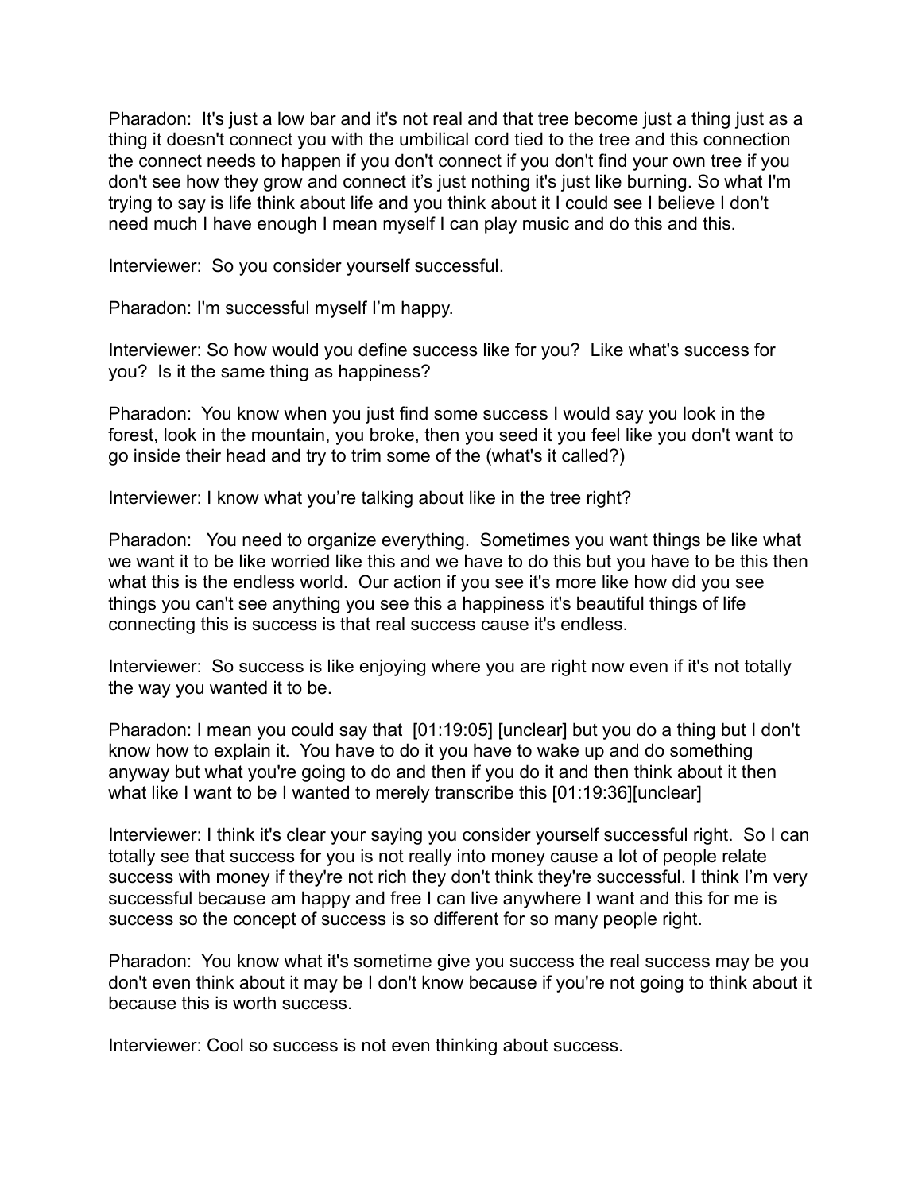Pharadon: It's just a low bar and it's not real and that tree become just a thing just as a thing it doesn't connect you with the umbilical cord tied to the tree and this connection the connect needs to happen if you don't connect if you don't find your own tree if you don't see how they grow and connect it's just nothing it's just like burning. So what I'm trying to say is life think about life and you think about it I could see I believe I don't need much I have enough I mean myself I can play music and do this and this.

Interviewer: So you consider yourself successful.

Pharadon: I'm successful myself I'm happy.

Interviewer: So how would you define success like for you? Like what's success for you? Is it the same thing as happiness?

Pharadon: You know when you just find some success I would say you look in the forest, look in the mountain, you broke, then you seed it you feel like you don't want to go inside their head and try to trim some of the (what's it called?)

Interviewer: I know what you're talking about like in the tree right?

Pharadon: You need to organize everything. Sometimes you want things be like what we want it to be like worried like this and we have to do this but you have to be this then what this is the endless world. Our action if you see it's more like how did you see things you can't see anything you see this a happiness it's beautiful things of life connecting this is success is that real success cause it's endless.

Interviewer: So success is like enjoying where you are right now even if it's not totally the way you wanted it to be.

Pharadon: I mean you could say that [01:19:05] [unclear] but you do a thing but I don't know how to explain it. You have to do it you have to wake up and do something anyway but what you're going to do and then if you do it and then think about it then what like I want to be I wanted to merely transcribe this [01:19:36][unclear]

Interviewer: I think it's clear your saying you consider yourself successful right. So I can totally see that success for you is not really into money cause a lot of people relate success with money if they're not rich they don't think they're successful. I think I'm very successful because am happy and free I can live anywhere I want and this for me is success so the concept of success is so different for so many people right.

Pharadon: You know what it's sometime give you success the real success may be you don't even think about it may be I don't know because if you're not going to think about it because this is worth success.

Interviewer: Cool so success is not even thinking about success.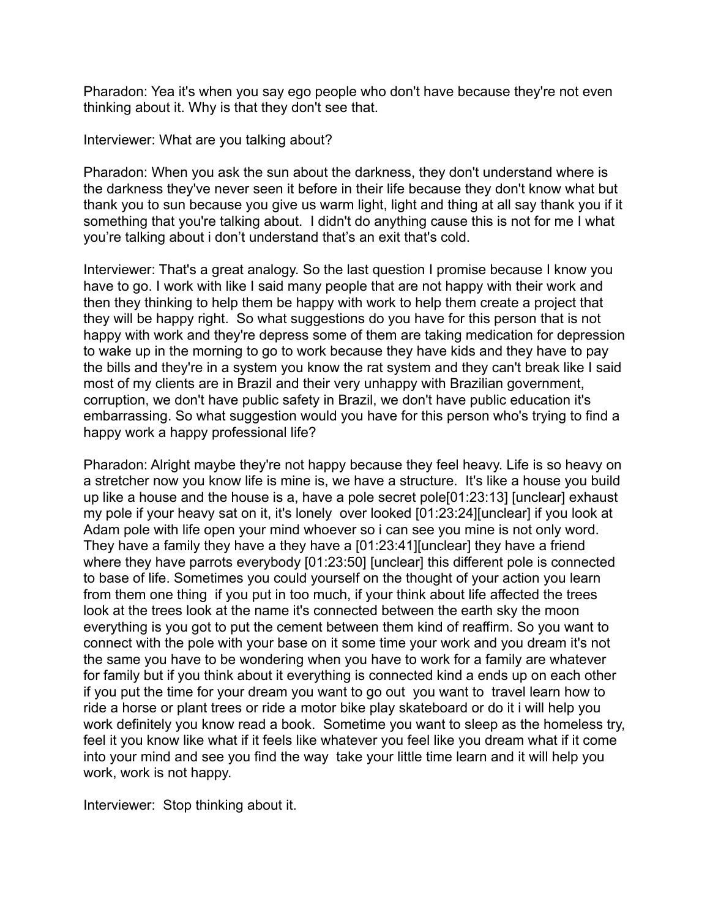Pharadon: Yea it's when you say ego people who don't have because they're not even thinking about it. Why is that they don't see that.

Interviewer: What are you talking about?

Pharadon: When you ask the sun about the darkness, they don't understand where is the darkness they've never seen it before in their life because they don't know what but thank you to sun because you give us warm light, light and thing at all say thank you if it something that you're talking about.  I didn't do anything cause this is not for me I what you're talking about i don't understand that's an exit that's cold.

Interviewer: That's a great analogy. So the last question I promise because I know you have to go. I work with like I said many people that are not happy with their work and then they thinking to help them be happy with work to help them create a project that they will be happy right.  So what suggestions do you have for this person that is not happy with work and they're depress some of them are taking medication for depression to wake up in the morning to go to work because they have kids and they have to pay the bills and they're in a system you know the rat system and they can't break like I said most of my clients are in Brazil and their very unhappy with Brazilian government, corruption, we don't have public safety in Brazil, we don't have public education it's embarrassing. So what suggestion would you have for this person who's trying to find a happy work a happy professional life?

Pharadon: Alright maybe they're not happy because they feel heavy. Life is so heavy on a stretcher now you know life is mine is, we have a structure.  It's like a house you build up like a house and the house is a, have a pole secret pole[01:23:13] [unclear] exhaust my pole if your heavy sat on it, it's lonely  over looked [01:23:24][unclear] if you look at Adam pole with life open your mind whoever so i can see you mine is not only word. They have a family they have a they have a [01:23:41][unclear] they have a friend where they have parrots everybody [01:23:50] [unclear] this different pole is connected to base of life. Sometimes you could yourself on the thought of your action you learn from them one thing  if you put in too much, if your think about life affected the trees look at the trees look at the name it's connected between the earth sky the moon everything is you got to put the cement between them kind of reaffirm. So you want to connect with the pole with your base on it some time your work and you dream it's not the same you have to be wondering when you have to work for a family are whatever for family but if you think about it everything is connected kind a ends up on each other if you put the time for your dream you want to go out  you want to  travel learn how to ride a horse or plant trees or ride a motor bike play skateboard or do it i will help you work definitely you know read a book.  Sometime you want to sleep as the homeless try, feel it you know like what if it feels like whatever you feel like you dream what if it come into your mind and see you find the way  take your little time learn and it will help you work, work is not happy.

Interviewer:  Stop thinking about it.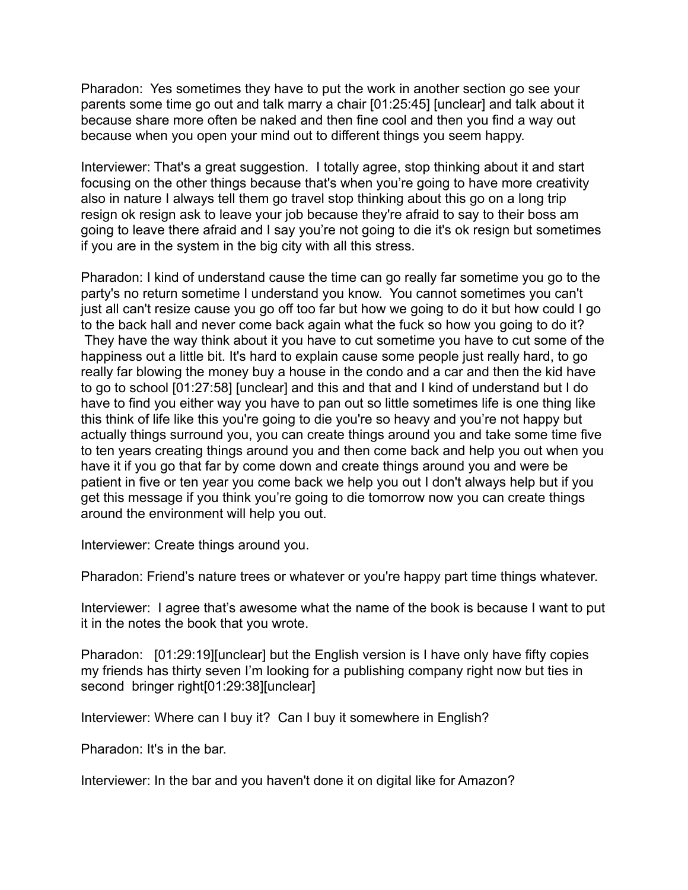Pharadon: Yes sometimes they have to put the work in another section go see your parents some time go out and talk marry a chair [01:25:45] [unclear] and talk about it because share more often be naked and then fine cool and then you find a way out because when you open your mind out to different things you seem happy.

Interviewer: That's a great suggestion. I totally agree, stop thinking about it and start focusing on the other things because that's when you're going to have more creativity also in nature I always tell them go travel stop thinking about this go on a long trip resign ok resign ask to leave your job because they're afraid to say to their boss am going to leave there afraid and I say you're not going to die it's ok resign but sometimes if you are in the system in the big city with all this stress.

Pharadon: I kind of understand cause the time can go really far sometime you go to the party's no return sometime I understand you know. You cannot sometimes you can't just all can't resize cause you go off too far but how we going to do it but how could I go to the back hall and never come back again what the fuck so how you going to do it? They have the way think about it you have to cut sometime you have to cut some of the happiness out a little bit. It's hard to explain cause some people just really hard, to go really far blowing the money buy a house in the condo and a car and then the kid have to go to school [01:27:58] [unclear] and this and that and I kind of understand but I do have to find you either way you have to pan out so little sometimes life is one thing like this think of life like this you're going to die you're so heavy and you're not happy but actually things surround you, you can create things around you and take some time five to ten years creating things around you and then come back and help you out when you have it if you go that far by come down and create things around you and were be patient in five or ten year you come back we help you out I don't always help but if you get this message if you think you're going to die tomorrow now you can create things around the environment will help you out.

Interviewer: Create things around you.

Pharadon: Friend's nature trees or whatever or you're happy part time things whatever.

Interviewer: I agree that's awesome what the name of the book is because I want to put it in the notes the book that you wrote.

Pharadon: [01:29:19][unclear] but the English version is I have only have fifty copies my friends has thirty seven I'm looking for a publishing company right now but ties in second bringer right[01:29:38][unclear]

Interviewer: Where can I buy it? Can I buy it somewhere in English?

Pharadon: It's in the bar.

Interviewer: In the bar and you haven't done it on digital like for Amazon?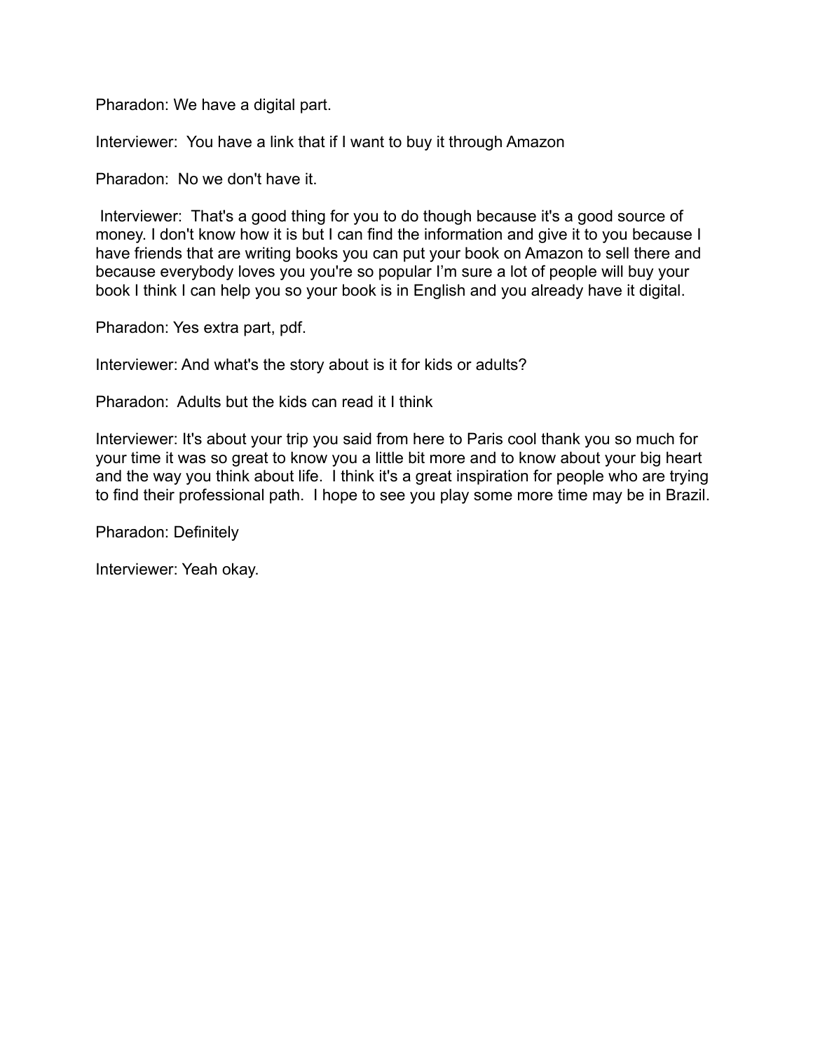Pharadon: We have a digital part.

Interviewer: You have a link that if I want to buy it through Amazon

Pharadon: No we don't have it.

Interviewer: That's a good thing for you to do though because it's a good source of money. I don't know how it is but I can find the information and give it to you because I have friends that are writing books you can put your book on Amazon to sell there and because everybody loves you you're so popular I'm sure a lot of people will buy your book I think I can help you so your book is in English and you already have it digital.

Pharadon: Yes extra part, pdf.

Interviewer: And what's the story about is it for kids or adults?

Pharadon: Adults but the kids can read it I think

Interviewer: It's about your trip you said from here to Paris cool thank you so much for your time it was so great to know you a little bit more and to know about your big heart and the way you think about life. I think it's a great inspiration for people who are trying to find their professional path. I hope to see you play some more time may be in Brazil.

Pharadon: Definitely

Interviewer: Yeah okay.